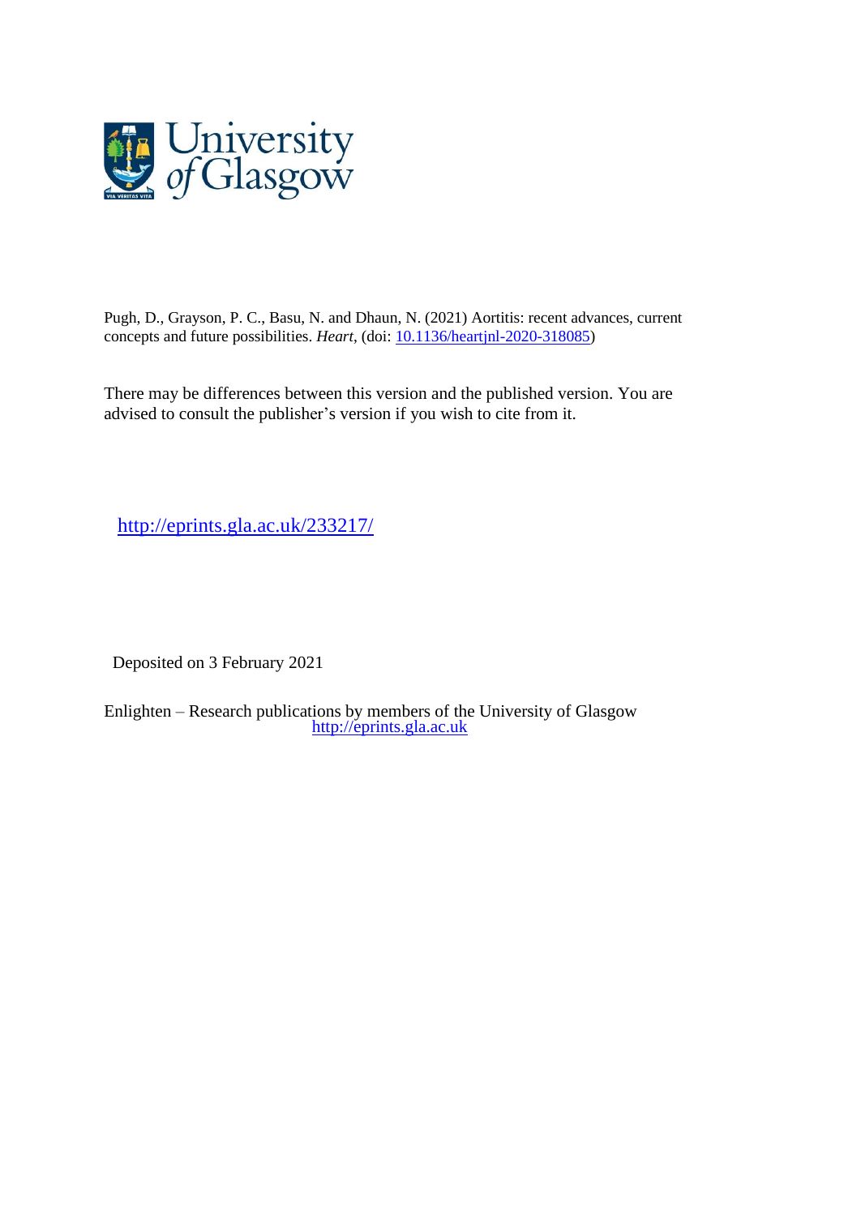University of Glasgow

Pugh, D., Grayson, P. C., Basu, N. and Dhaun, N. (2021) Aortitis: recent advances, current concepts and future possibilities. *Heart*, (doi: [10.1136/heartjnl-2020-318085](https://doi.org/10.1136/heartjnl-2020-318085))

There may be differences between this version and the published version. You are advised to consult the publisher's version if you wish to cite from it.

[http://eprints.gla.ac.uk/233217/](http://eprints.gla.ac.uk/233217/)

Deposited on 3 February 2021

Enlighten – Research publications by members of the University of Glasgow
[http://eprints.gla.ac.uk](http://eprints.gla.ac.uk)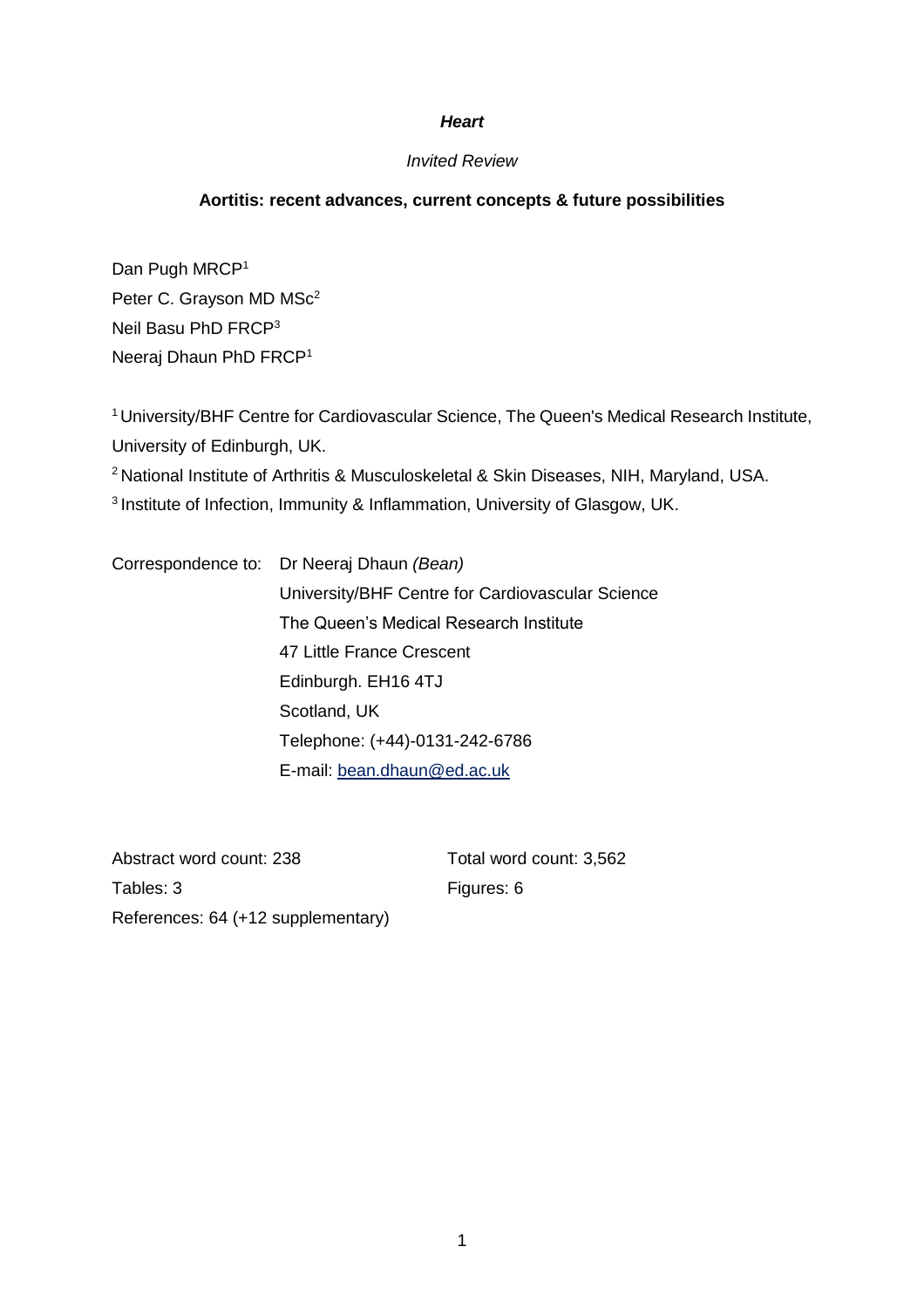***Heart***

*Invited Review*

**Aortitis: recent advances, current concepts & future possibilities**

Dan Pugh MRCP[1]
Peter C. Grayson MD MSc[2]
Neil Basu PhD FRCP[3]
Neeraj Dhaun PhD FRCP[1]

[1] University/BHF Centre for Cardiovascular Science, The Queen's Medical Research Institute, University of Edinburgh, UK.
[2] National Institute of Arthritis & Musculoskeletal & Skin Diseases, NIH, Maryland, USA.
[3] Institute of Infection, Immunity & Inflammation, University of Glasgow, UK.

Correspondence to: Dr Neeraj Dhaun *(Bean)*
University/BHF Centre for Cardiovascular Science
The Queen's Medical Research Institute
47 Little France Crescent
Edinburgh. EH16 4TJ
Scotland, UK
Telephone: (+44)-0131-242-6786
E-mail: bean.dhaun@ed.ac.uk

Abstract word count: 238 Total word count: 3,562
Tables: 3 Figures: 6
References: 64 (+12 supplementary)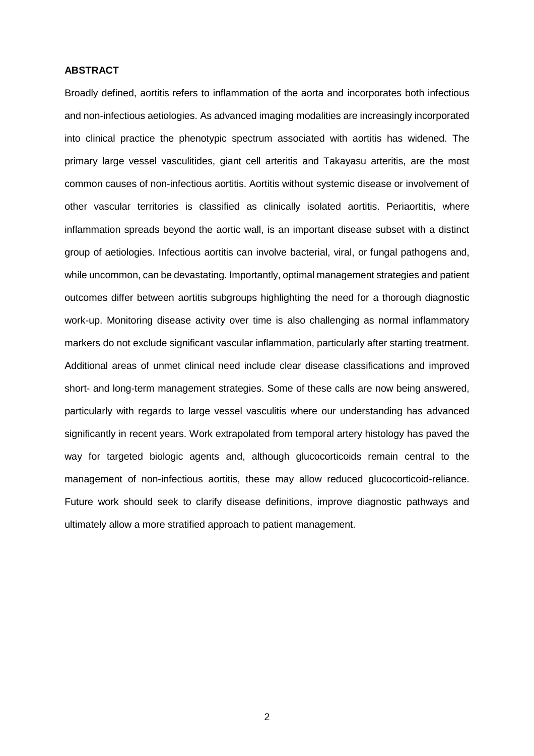**ABSTRACT**

Broadly defined, aortitis refers to inflammation of the aorta and incorporates both infectious and non-infectious aetiologies. As advanced imaging modalities are increasingly incorporated into clinical practice the phenotypic spectrum associated with aortitis has widened. The primary large vessel vasculitides, giant cell arteritis and Takayasu arteritis, are the most common causes of non-infectious aortitis. Aortitis without systemic disease or involvement of other vascular territories is classified as clinically isolated aortitis. Periaortitis, where inflammation spreads beyond the aortic wall, is an important disease subset with a distinct group of aetiologies. Infectious aortitis can involve bacterial, viral, or fungal pathogens and, while uncommon, can be devastating. Importantly, optimal management strategies and patient outcomes differ between aortitis subgroups highlighting the need for a thorough diagnostic work-up. Monitoring disease activity over time is also challenging as normal inflammatory markers do not exclude significant vascular inflammation, particularly after starting treatment. Additional areas of unmet clinical need include clear disease classifications and improved short- and long-term management strategies. Some of these calls are now being answered, particularly with regards to large vessel vasculitis where our understanding has advanced significantly in recent years. Work extrapolated from temporal artery histology has paved the way for targeted biologic agents and, although glucocorticoids remain central to the management of non-infectious aortitis, these may allow reduced glucocorticoid-reliance. Future work should seek to clarify disease definitions, improve diagnostic pathways and ultimately allow a more stratified approach to patient management.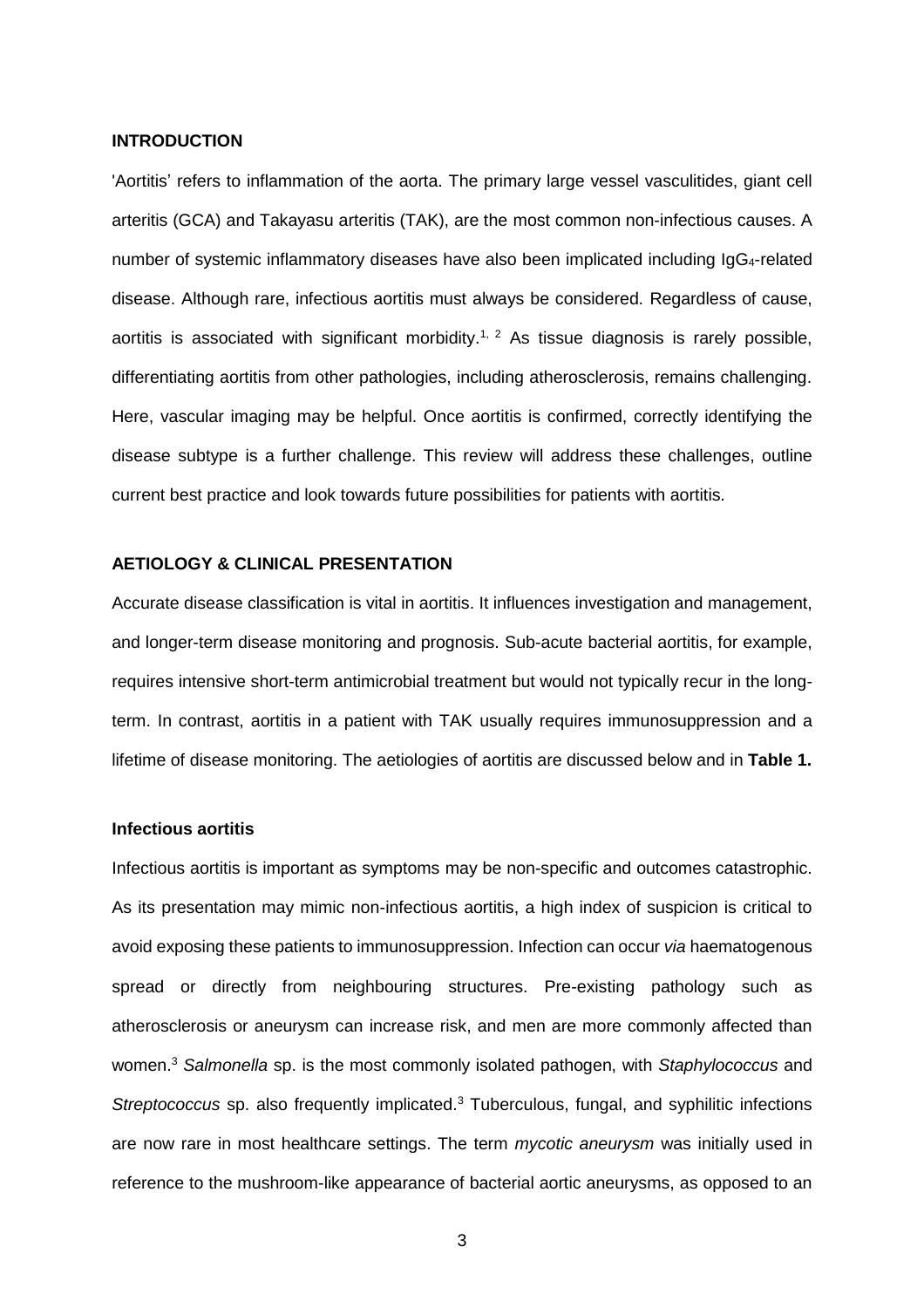## INTRODUCTION

'Aortitis' refers to inflammation of the aorta. The primary large vessel vasculitides, giant cell arteritis (GCA) and Takayasu arteritis (TAK), are the most common non-infectious causes. A number of systemic inflammatory diseases have also been implicated including $IgG_4$-related disease. Although rare, infectious aortitis must always be considered. Regardless of cause, aortitis is associated with significant morbidity.[1, 2] As tissue diagnosis is rarely possible, differentiating aortitis from other pathologies, including atherosclerosis, remains challenging. Here, vascular imaging may be helpful. Once aortitis is confirmed, correctly identifying the disease subtype is a further challenge. This review will address these challenges, outline current best practice and look towards future possibilities for patients with aortitis.

## AETIOLOGY & CLINICAL PRESENTATION

Accurate disease classification is vital in aortitis. It influences investigation and management, and longer-term disease monitoring and prognosis. Sub-acute bacterial aortitis, for example, requires intensive short-term antimicrobial treatment but would not typically recur in the long-term. In contrast, aortitis in a patient with TAK usually requires immunosuppression and a lifetime of disease monitoring. The aetiologies of aortitis are discussed below and in **Table 1.**

### Infectious aortitis

Infectious aortitis is important as symptoms may be non-specific and outcomes catastrophic. As its presentation may mimic non-infectious aortitis, a high index of suspicion is critical to avoid exposing these patients to immunosuppression. Infection can occur *via* haematogenous spread or directly from neighbouring structures. Pre-existing pathology such as atherosclerosis or aneurysm can increase risk, and men are more commonly affected than women.[3] *Salmonella* sp. is the most commonly isolated pathogen, with *Staphylococcus* and *Streptococcus* sp. also frequently implicated.[3] Tuberculous, fungal, and syphilitic infections are now rare in most healthcare settings. The term *mycotic aneurysm* was initially used in reference to the mushroom-like appearance of bacterial aortic aneurysms, as opposed to an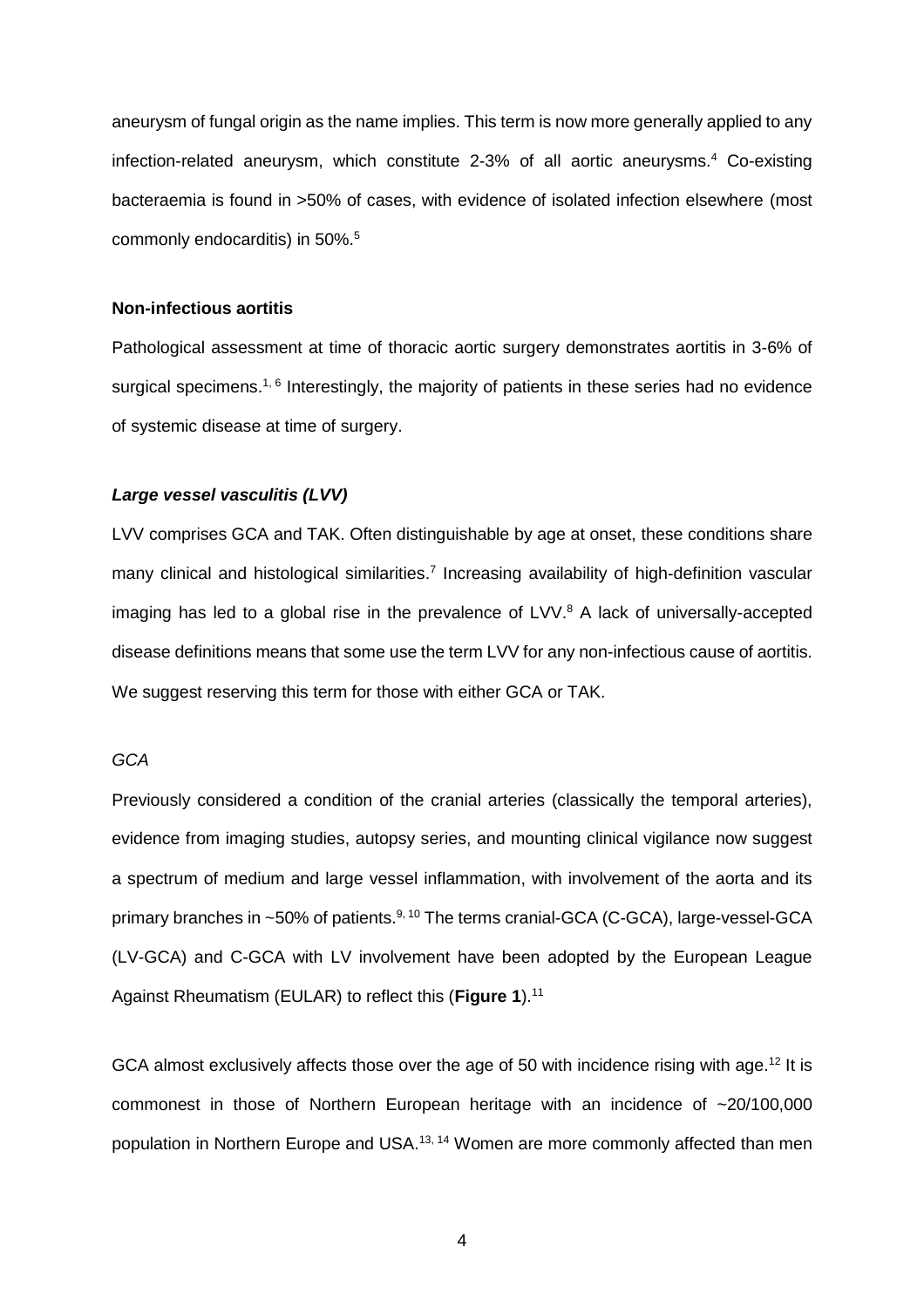aneurysm of fungal origin as the name implies. This term is now more generally applied to any infection-related aneurysm, which constitute 2-3% of all aortic aneurysms.[4] Co-existing bacteraemia is found in >50% of cases, with evidence of isolated infection elsewhere (most commonly endocarditis) in 50%.[5]

**Non-infectious aortitis**

Pathological assessment at time of thoracic aortic surgery demonstrates aortitis in 3-6% of surgical specimens.[1, 6] Interestingly, the majority of patients in these series had no evidence of systemic disease at time of surgery.

***Large vessel vasculitis (LVV)***

LVV comprises GCA and TAK. Often distinguishable by age at onset, these conditions share many clinical and histological similarities.[7] Increasing availability of high-definition vascular imaging has led to a global rise in the prevalence of LVV.[8] A lack of universally-accepted disease definitions means that some use the term LVV for any non-infectious cause of aortitis. We suggest reserving this term for those with either GCA or TAK.

*GCA*

Previously considered a condition of the cranial arteries (classically the temporal arteries), evidence from imaging studies, autopsy series, and mounting clinical vigilance now suggest a spectrum of medium and large vessel inflammation, with involvement of the aorta and its primary branches in ~50% of patients.[9, 10] The terms cranial-GCA (C-GCA), large-vessel-GCA (LV-GCA) and C-GCA with LV involvement have been adopted by the European League Against Rheumatism (EULAR) to reflect this (**Figure 1**).[11]

GCA almost exclusively affects those over the age of 50 with incidence rising with age.[12] It is commonest in those of Northern European heritage with an incidence of ~20/100,000 population in Northern Europe and USA.[13, 14] Women are more commonly affected than men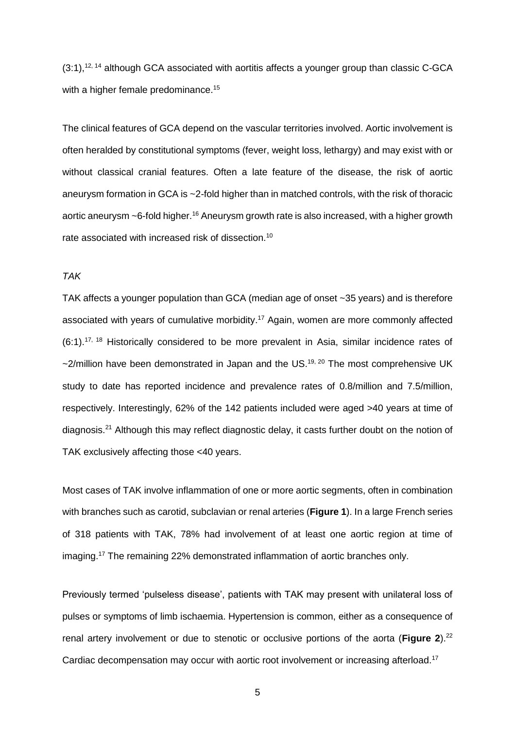(3:1),[12, 14] although GCA associated with aortitis affects a younger group than classic C-GCA with a higher female predominance.[15]

The clinical features of GCA depend on the vascular territories involved. Aortic involvement is often heralded by constitutional symptoms (fever, weight loss, lethargy) and may exist with or without classical cranial features. Often a late feature of the disease, the risk of aortic aneurysm formation in GCA is ~2-fold higher than in matched controls, with the risk of thoracic aortic aneurysm ~6-fold higher.[16] Aneurysm growth rate is also increased, with a higher growth rate associated with increased risk of dissection.[10]

*TAK*

TAK affects a younger population than GCA (median age of onset ~35 years) and is therefore associated with years of cumulative morbidity.[17] Again, women are more commonly affected (6:1).[17, 18] Historically considered to be more prevalent in Asia, similar incidence rates of ~2/million have been demonstrated in Japan and the US.[19, 20] The most comprehensive UK study to date has reported incidence and prevalence rates of 0.8/million and 7.5/million, respectively. Interestingly, 62% of the 142 patients included were aged >40 years at time of diagnosis.[21] Although this may reflect diagnostic delay, it casts further doubt on the notion of TAK exclusively affecting those <40 years.

Most cases of TAK involve inflammation of one or more aortic segments, often in combination with branches such as carotid, subclavian or renal arteries (**Figure 1**). In a large French series of 318 patients with TAK, 78% had involvement of at least one aortic region at time of imaging.[17] The remaining 22% demonstrated inflammation of aortic branches only.

Previously termed 'pulseless disease', patients with TAK may present with unilateral loss of pulses or symptoms of limb ischaemia. Hypertension is common, either as a consequence of renal artery involvement or due to stenotic or occlusive portions of the aorta (**Figure 2**).[22] Cardiac decompensation may occur with aortic root involvement or increasing afterload.[17]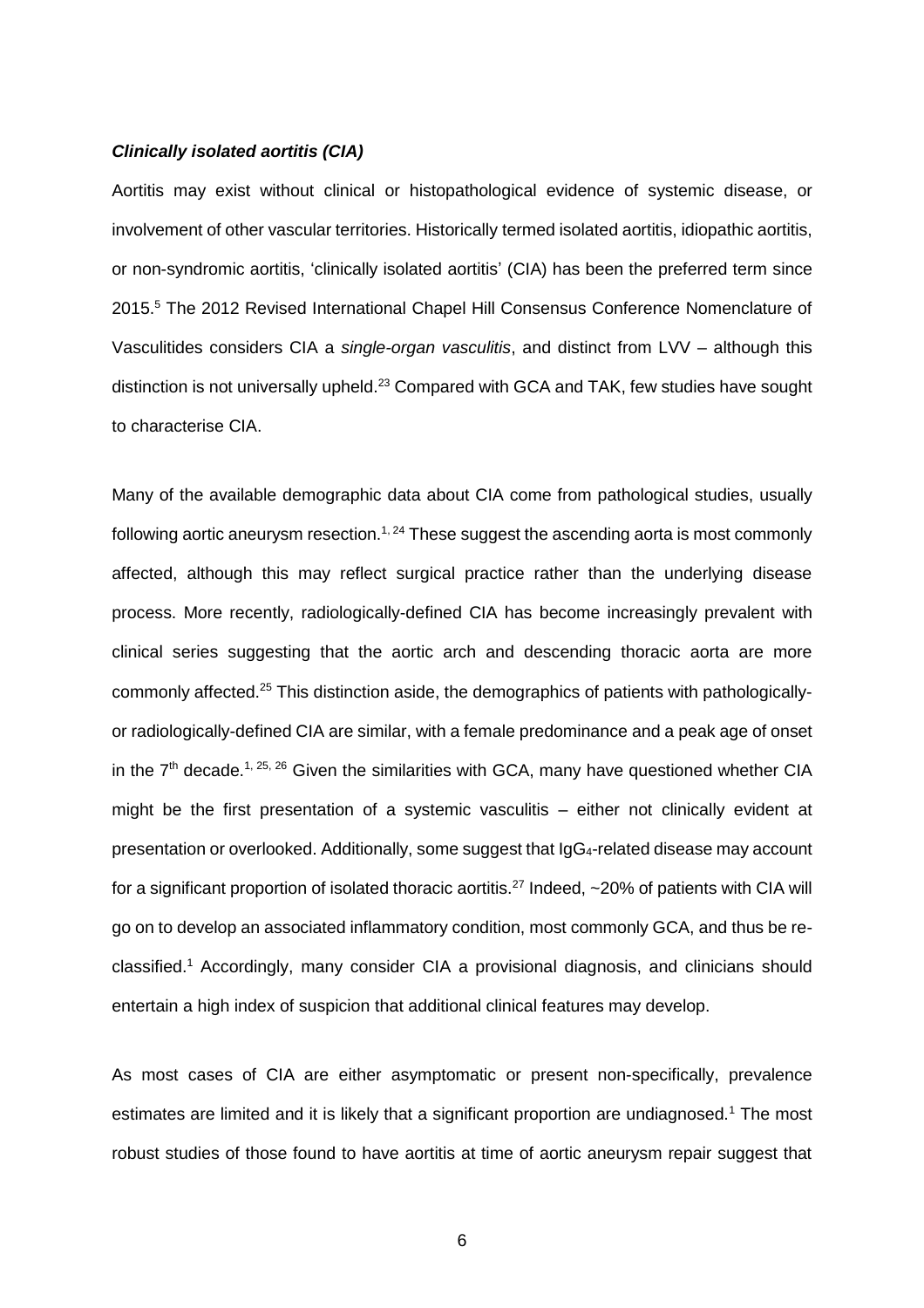### *Clinically isolated aortitis (CIA)*

Aortitis may exist without clinical or histopathological evidence of systemic disease, or involvement of other vascular territories. Historically termed isolated aortitis, idiopathic aortitis, or non-syndromic aortitis, 'clinically isolated aortitis' (CIA) has been the preferred term since 2015.[5] The 2012 Revised International Chapel Hill Consensus Conference Nomenclature of Vasculitides considers CIA a *single-organ vasculitis*, and distinct from LVV – although this distinction is not universally upheld.[23] Compared with GCA and TAK, few studies have sought to characterise CIA.

Many of the available demographic data about CIA come from pathological studies, usually following aortic aneurysm resection.[1, 24] These suggest the ascending aorta is most commonly affected, although this may reflect surgical practice rather than the underlying disease process. More recently, radiologically-defined CIA has become increasingly prevalent with clinical series suggesting that the aortic arch and descending thoracic aorta are more commonly affected.[25] This distinction aside, the demographics of patients with pathologically- or radiologically-defined CIA are similar, with a female predominance and a peak age of onset in the 7th decade.[1, 25, 26] Given the similarities with GCA, many have questioned whether CIA might be the first presentation of a systemic vasculitis – either not clinically evident at presentation or overlooked. Additionally, some suggest that $IgG_4$-related disease may account for a significant proportion of isolated thoracic aortitis.[27] Indeed, ~20% of patients with CIA will go on to develop an associated inflammatory condition, most commonly GCA, and thus be re-classified.[1] Accordingly, many consider CIA a provisional diagnosis, and clinicians should entertain a high index of suspicion that additional clinical features may develop.

As most cases of CIA are either asymptomatic or present non-specifically, prevalence estimates are limited and it is likely that a significant proportion are undiagnosed.[1] The most robust studies of those found to have aortitis at time of aortic aneurysm repair suggest that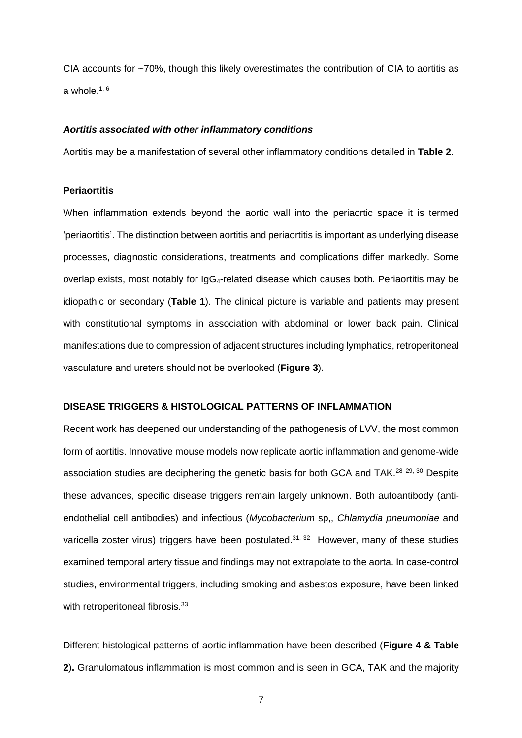CIA accounts for ~70%, though this likely overestimates the contribution of CIA to aortitis as a whole.[1, 6]

### *Aortitis associated with other inflammatory conditions*

Aortitis may be a manifestation of several other inflammatory conditions detailed in **Table 2**.

### Periaortitis

When inflammation extends beyond the aortic wall into the periaortic space it is termed 'periaortitis'. The distinction between aortitis and periaortitis is important as underlying disease processes, diagnostic considerations, treatments and complications differ markedly. Some overlap exists, most notably for $IgG_4$-related disease which causes both. Periaortitis may be idiopathic or secondary (**Table 1**). The clinical picture is variable and patients may present with constitutional symptoms in association with abdominal or lower back pain. Clinical manifestations due to compression of adjacent structures including lymphatics, retroperitoneal vasculature and ureters should not be overlooked (**Figure 3**).

## DISEASE TRIGGERS & HISTOLOGICAL PATTERNS OF INFLAMMATION

Recent work has deepened our understanding of the pathogenesis of LVV, the most common form of aortitis. Innovative mouse models now replicate aortic inflammation and genome-wide association studies are deciphering the genetic basis for both GCA and TAK.[28 29, 30] Despite these advances, specific disease triggers remain largely unknown. Both autoantibody (anti-endothelial cell antibodies) and infectious (*Mycobacterium* sp,, *Chlamydia pneumoniae* and varicella zoster virus) triggers have been postulated.[31, 32] However, many of these studies examined temporal artery tissue and findings may not extrapolate to the aorta. In case-control studies, environmental triggers, including smoking and asbestos exposure, have been linked with retroperitoneal fibrosis.[33]

Different histological patterns of aortic inflammation have been described (**Figure 4 & Table 2**)**.** Granulomatous inflammation is most common and is seen in GCA, TAK and the majority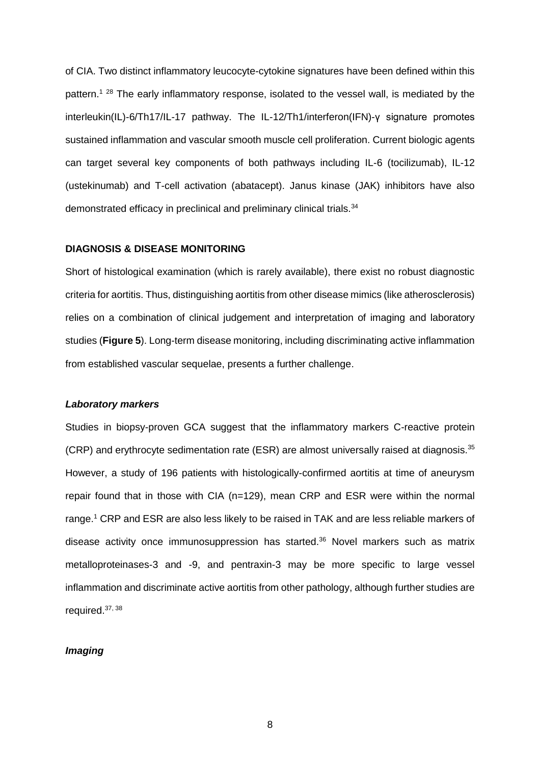of CIA. Two distinct inflammatory leucocyte-cytokine signatures have been defined within this pattern.[1 28] The early inflammatory response, isolated to the vessel wall, is mediated by the interleukin(IL)-6/Th17/IL-17 pathway. The IL-12/Th1/interferon(IFN)-γ signature promotes sustained inflammation and vascular smooth muscle cell proliferation. Current biologic agents can target several key components of both pathways including IL-6 (tocilizumab), IL-12 (ustekinumab) and T-cell activation (abatacept). Janus kinase (JAK) inhibitors have also demonstrated efficacy in preclinical and preliminary clinical trials.[34]

**DIAGNOSIS & DISEASE MONITORING**

Short of histological examination (which is rarely available), there exist no robust diagnostic criteria for aortitis. Thus, distinguishing aortitis from other disease mimics (like atherosclerosis) relies on a combination of clinical judgement and interpretation of imaging and laboratory studies (**Figure 5**). Long-term disease monitoring, including discriminating active inflammation from established vascular sequelae, presents a further challenge.

***Laboratory markers***

Studies in biopsy-proven GCA suggest that the inflammatory markers C-reactive protein (CRP) and erythrocyte sedimentation rate (ESR) are almost universally raised at diagnosis.[35] However, a study of 196 patients with histologically-confirmed aortitis at time of aneurysm repair found that in those with CIA (n=129), mean CRP and ESR were within the normal range.[1] CRP and ESR are also less likely to be raised in TAK and are less reliable markers of disease activity once immunosuppression has started.[36] Novel markers such as matrix metalloproteinases-3 and -9, and pentraxin-3 may be more specific to large vessel inflammation and discriminate active aortitis from other pathology, although further studies are required.[37, 38]

***Imaging***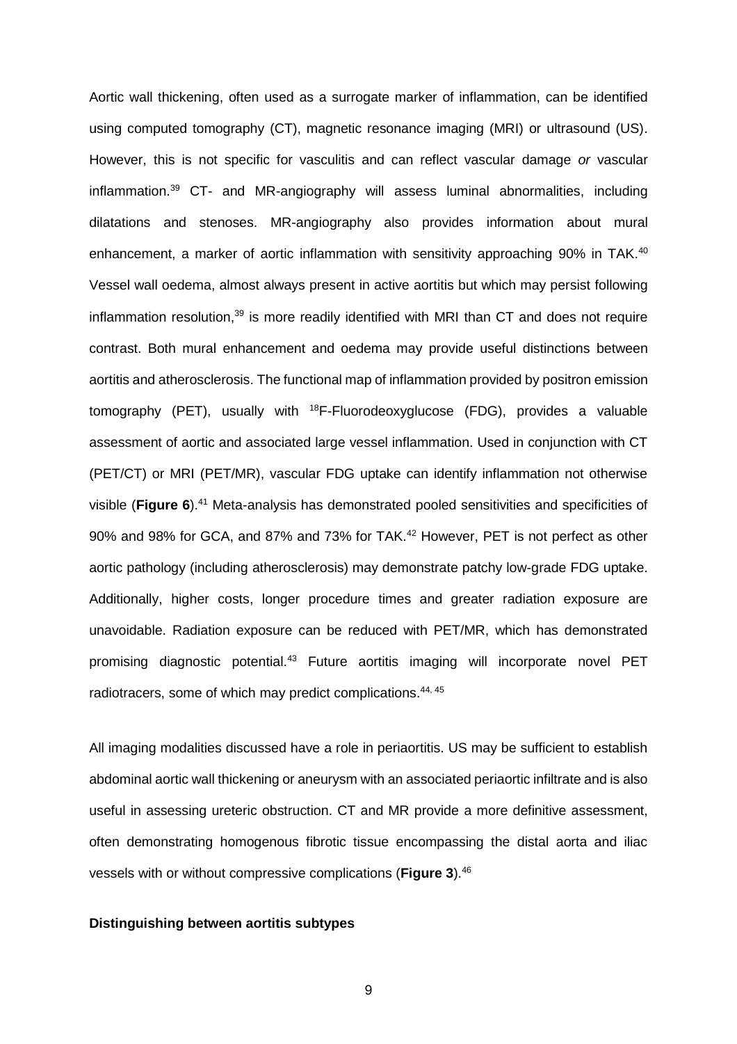Aortic wall thickening, often used as a surrogate marker of inflammation, can be identified using computed tomography (CT), magnetic resonance imaging (MRI) or ultrasound (US). However, this is not specific for vasculitis and can reflect vascular damage *or* vascular inflammation.[39] CT- and MR-angiography will assess luminal abnormalities, including dilatations and stenoses. MR-angiography also provides information about mural enhancement, a marker of aortic inflammation with sensitivity approaching 90% in TAK.[40] Vessel wall oedema, almost always present in active aortitis but which may persist following inflammation resolution,[39] is more readily identified with MRI than CT and does not require contrast. Both mural enhancement and oedema may provide useful distinctions between aortitis and atherosclerosis. The functional map of inflammation provided by positron emission tomography (PET), usually with $^{18}$F-Fluorodeoxyglucose (FDG), provides a valuable assessment of aortic and associated large vessel inflammation. Used in conjunction with CT (PET/CT) or MRI (PET/MR), vascular FDG uptake can identify inflammation not otherwise visible (**Figure 6**).[41] Meta-analysis has demonstrated pooled sensitivities and specificities of 90% and 98% for GCA, and 87% and 73% for TAK.[42] However, PET is not perfect as other aortic pathology (including atherosclerosis) may demonstrate patchy low-grade FDG uptake. Additionally, higher costs, longer procedure times and greater radiation exposure are unavoidable. Radiation exposure can be reduced with PET/MR, which has demonstrated promising diagnostic potential.[43] Future aortitis imaging will incorporate novel PET radiotracers, some of which may predict complications.[44, 45]

All imaging modalities discussed have a role in periaortitis. US may be sufficient to establish abdominal aortic wall thickening or aneurysm with an associated periaortic infiltrate and is also useful in assessing ureteric obstruction. CT and MR provide a more definitive assessment, often demonstrating homogenous fibrotic tissue encompassing the distal aorta and iliac vessels with or without compressive complications (**Figure 3**).[46]

**Distinguishing between aortitis subtypes**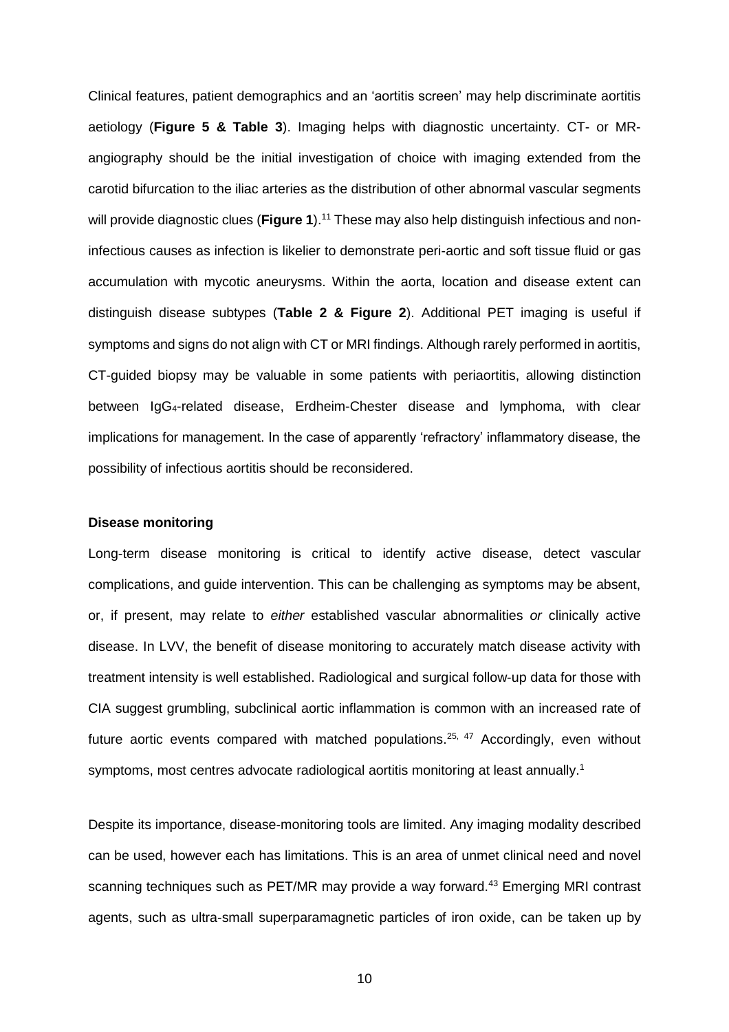Clinical features, patient demographics and an 'aortitis screen' may help discriminate aortitis aetiology (**Figure 5 & Table 3**). Imaging helps with diagnostic uncertainty. CT- or MR-angiography should be the initial investigation of choice with imaging extended from the carotid bifurcation to the iliac arteries as the distribution of other abnormal vascular segments will provide diagnostic clues (**Figure 1**).[11] These may also help distinguish infectious and non-infectious causes as infection is likelier to demonstrate peri-aortic and soft tissue fluid or gas accumulation with mycotic aneurysms. Within the aorta, location and disease extent can distinguish disease subtypes (**Table 2 & Figure 2**). Additional PET imaging is useful if symptoms and signs do not align with CT or MRI findings. Although rarely performed in aortitis, CT-guided biopsy may be valuable in some patients with periaortitis, allowing distinction between $IgG_4$-related disease, Erdheim-Chester disease and lymphoma, with clear implications for management. In the case of apparently 'refractory' inflammatory disease, the possibility of infectious aortitis should be reconsidered.

**Disease monitoring**

Long-term disease monitoring is critical to identify active disease, detect vascular complications, and guide intervention. This can be challenging as symptoms may be absent, or, if present, may relate to *either* established vascular abnormalities *or* clinically active disease. In LVV, the benefit of disease monitoring to accurately match disease activity with treatment intensity is well established. Radiological and surgical follow-up data for those with CIA suggest grumbling, subclinical aortic inflammation is common with an increased rate of future aortic events compared with matched populations.[25, 47] Accordingly, even without symptoms, most centres advocate radiological aortitis monitoring at least annually.[1]

Despite its importance, disease-monitoring tools are limited. Any imaging modality described can be used, however each has limitations. This is an area of unmet clinical need and novel scanning techniques such as PET/MR may provide a way forward.[43] Emerging MRI contrast agents, such as ultra-small superparamagnetic particles of iron oxide, can be taken up by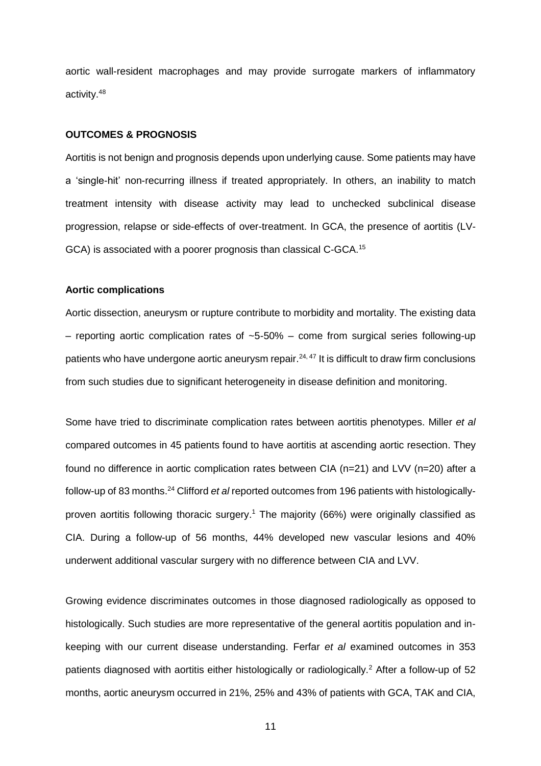aortic wall-resident macrophages and may provide surrogate markers of inflammatory activity.[48]

## OUTCOMES & PROGNOSIS

Aortitis is not benign and prognosis depends upon underlying cause. Some patients may have a 'single-hit' non-recurring illness if treated appropriately. In others, an inability to match treatment intensity with disease activity may lead to unchecked subclinical disease progression, relapse or side-effects of over-treatment. In GCA, the presence of aortitis (LV-GCA) is associated with a poorer prognosis than classical C-GCA.[15]

### Aortic complications

Aortic dissection, aneurysm or rupture contribute to morbidity and mortality. The existing data – reporting aortic complication rates of ~5-50% – come from surgical series following-up patients who have undergone aortic aneurysm repair.[24, 47] It is difficult to draw firm conclusions from such studies due to significant heterogeneity in disease definition and monitoring.

Some have tried to discriminate complication rates between aortitis phenotypes. Miller *et al* compared outcomes in 45 patients found to have aortitis at ascending aortic resection. They found no difference in aortic complication rates between CIA (n=21) and LVV (n=20) after a follow-up of 83 months.[24] Clifford *et al* reported outcomes from 196 patients with histologically-proven aortitis following thoracic surgery.[1] The majority (66%) were originally classified as CIA. During a follow-up of 56 months, 44% developed new vascular lesions and 40% underwent additional vascular surgery with no difference between CIA and LVV.

Growing evidence discriminates outcomes in those diagnosed radiologically as opposed to histologically. Such studies are more representative of the general aortitis population and in-keeping with our current disease understanding. Ferfar *et al* examined outcomes in 353 patients diagnosed with aortitis either histologically or radiologically.[2] After a follow-up of 52 months, aortic aneurysm occurred in 21%, 25% and 43% of patients with GCA, TAK and CIA,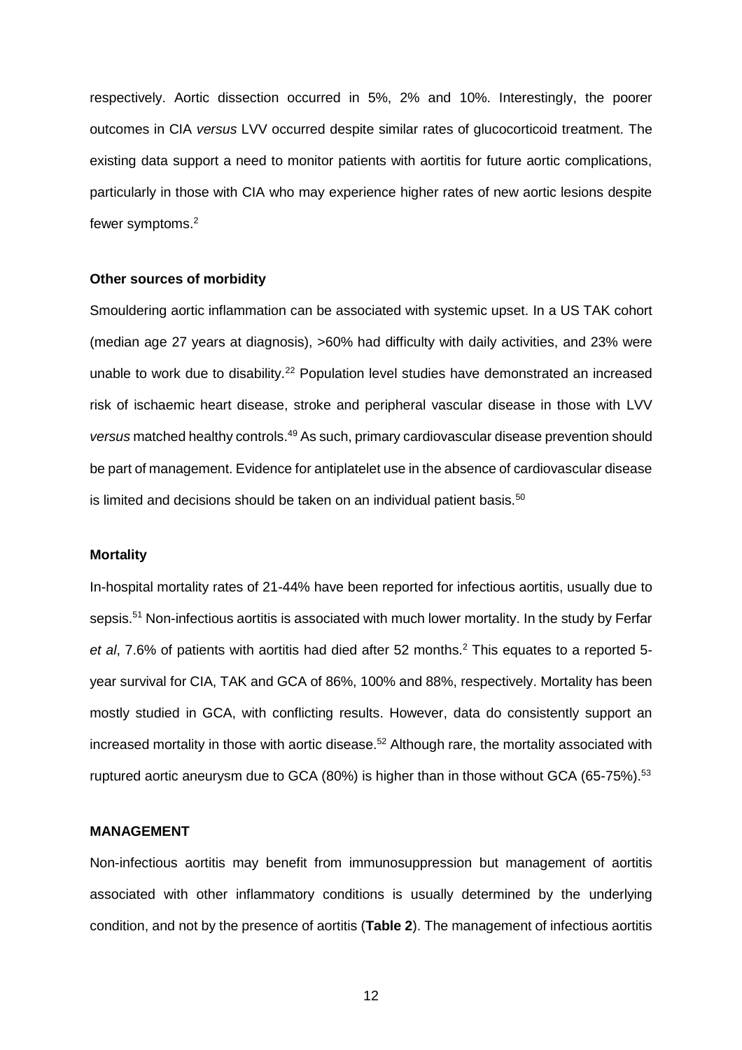respectively. Aortic dissection occurred in 5%, 2% and 10%. Interestingly, the poorer outcomes in CIA *versus* LVV occurred despite similar rates of glucocorticoid treatment. The existing data support a need to monitor patients with aortitis for future aortic complications, particularly in those with CIA who may experience higher rates of new aortic lesions despite fewer symptoms.[2]

#### Other sources of morbidity

Smouldering aortic inflammation can be associated with systemic upset. In a US TAK cohort (median age 27 years at diagnosis), >60% had difficulty with daily activities, and 23% were unable to work due to disability.[22] Population level studies have demonstrated an increased risk of ischaemic heart disease, stroke and peripheral vascular disease in those with LVV *versus* matched healthy controls.[49] As such, primary cardiovascular disease prevention should be part of management. Evidence for antiplatelet use in the absence of cardiovascular disease is limited and decisions should be taken on an individual patient basis.[50]

#### Mortality

In-hospital mortality rates of 21-44% have been reported for infectious aortitis, usually due to sepsis.[51] Non-infectious aortitis is associated with much lower mortality. In the study by Ferfar *et al*, 7.6% of patients with aortitis had died after 52 months.[2] This equates to a reported 5-year survival for CIA, TAK and GCA of 86%, 100% and 88%, respectively. Mortality has been mostly studied in GCA, with conflicting results. However, data do consistently support an increased mortality in those with aortic disease.[52] Although rare, the mortality associated with ruptured aortic aneurysm due to GCA (80%) is higher than in those without GCA (65-75%).[53]

### MANAGEMENT

Non-infectious aortitis may benefit from immunosuppression but management of aortitis associated with other inflammatory conditions is usually determined by the underlying condition, and not by the presence of aortitis (**Table 2**). The management of infectious aortitis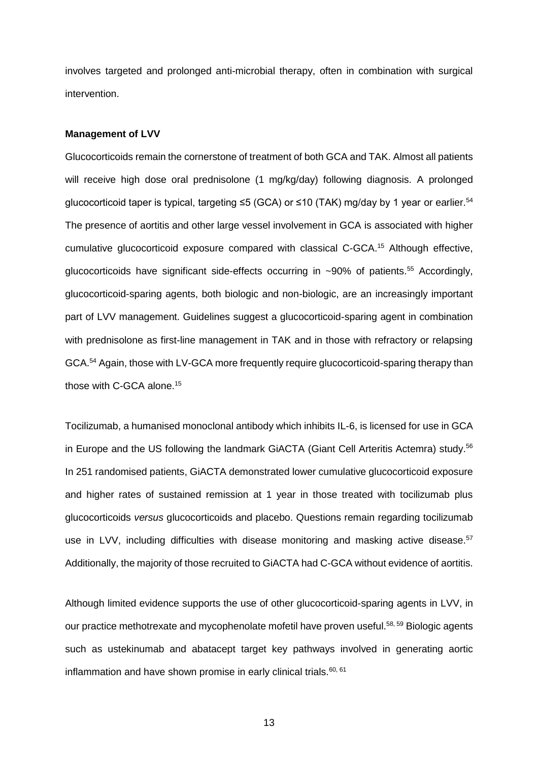involves targeted and prolonged anti-microbial therapy, often in combination with surgical intervention.

**Management of LVV**

Glucocorticoids remain the cornerstone of treatment of both GCA and TAK. Almost all patients will receive high dose oral prednisolone (1 mg/kg/day) following diagnosis. A prolonged glucocorticoid taper is typical, targeting ≤5 (GCA) or ≤10 (TAK) mg/day by 1 year or earlier.[54] The presence of aortitis and other large vessel involvement in GCA is associated with higher cumulative glucocorticoid exposure compared with classical C-GCA.[15] Although effective, glucocorticoids have significant side-effects occurring in ~90% of patients.[55] Accordingly, glucocorticoid-sparing agents, both biologic and non-biologic, are an increasingly important part of LVV management. Guidelines suggest a glucocorticoid-sparing agent in combination with prednisolone as first-line management in TAK and in those with refractory or relapsing GCA.[54] Again, those with LV-GCA more frequently require glucocorticoid-sparing therapy than those with C-GCA alone.[15]

Tocilizumab, a humanised monoclonal antibody which inhibits IL-6, is licensed for use in GCA in Europe and the US following the landmark GiACTA (Giant Cell Arteritis Actemra) study.[56] In 251 randomised patients, GiACTA demonstrated lower cumulative glucocorticoid exposure and higher rates of sustained remission at 1 year in those treated with tocilizumab plus glucocorticoids *versus* glucocorticoids and placebo. Questions remain regarding tocilizumab use in LVV, including difficulties with disease monitoring and masking active disease.[57] Additionally, the majority of those recruited to GiACTA had C-GCA without evidence of aortitis.

Although limited evidence supports the use of other glucocorticoid-sparing agents in LVV, in our practice methotrexate and mycophenolate mofetil have proven useful.[58, 59] Biologic agents such as ustekinumab and abatacept target key pathways involved in generating aortic inflammation and have shown promise in early clinical trials.[60, 61]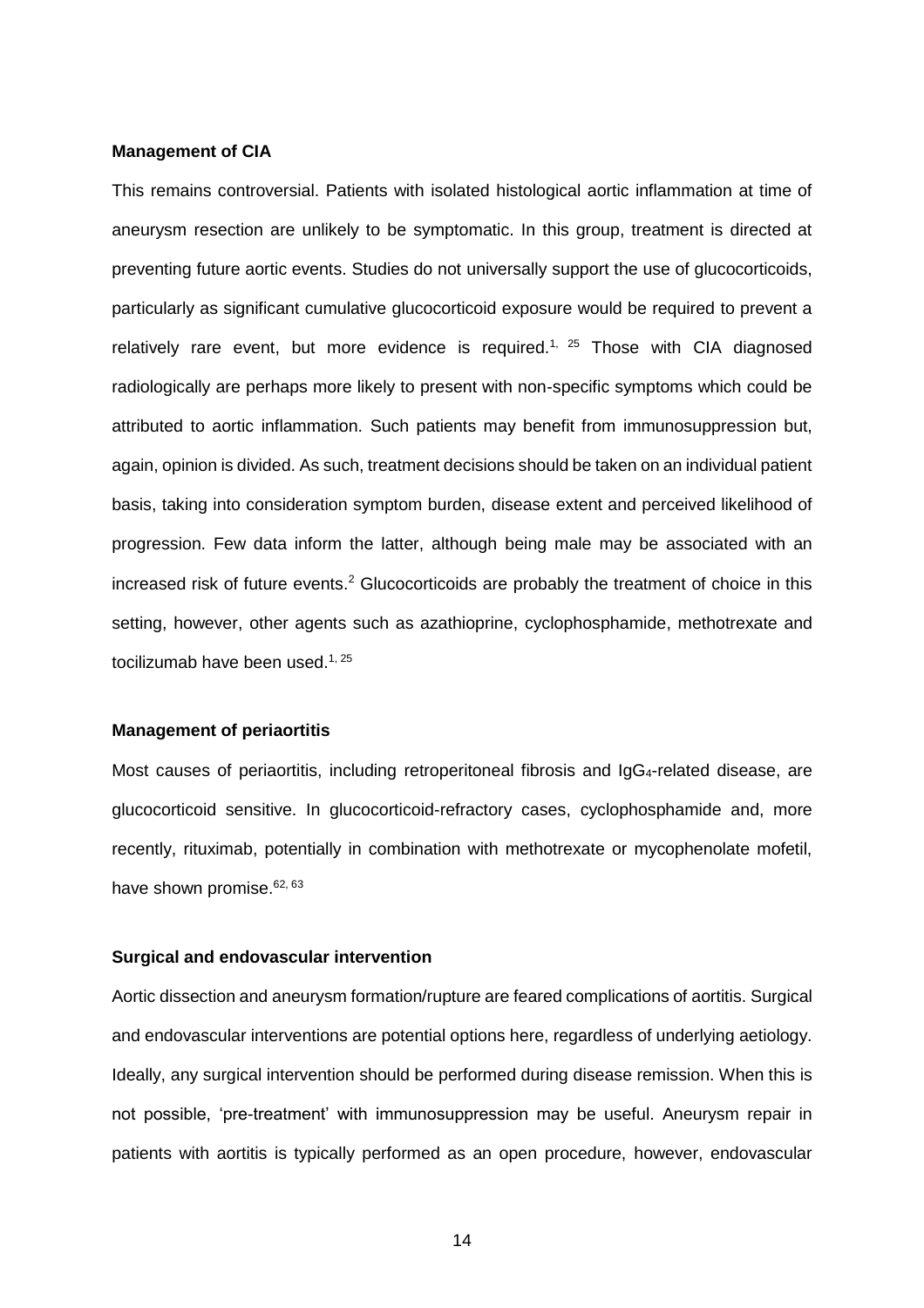**Management of CIA**

This remains controversial. Patients with isolated histological aortic inflammation at time of aneurysm resection are unlikely to be symptomatic. In this group, treatment is directed at preventing future aortic events. Studies do not universally support the use of glucocorticoids, particularly as significant cumulative glucocorticoid exposure would be required to prevent a relatively rare event, but more evidence is required.[1, 25] Those with CIA diagnosed radiologically are perhaps more likely to present with non-specific symptoms which could be attributed to aortic inflammation. Such patients may benefit from immunosuppression but, again, opinion is divided. As such, treatment decisions should be taken on an individual patient basis, taking into consideration symptom burden, disease extent and perceived likelihood of progression. Few data inform the latter, although being male may be associated with an increased risk of future events.[2] Glucocorticoids are probably the treatment of choice in this setting, however, other agents such as azathioprine, cyclophosphamide, methotrexate and tocilizumab have been used.[1, 25]

**Management of periaortitis**

Most causes of periaortitis, including retroperitoneal fibrosis and $IgG_4$-related disease, are glucocorticoid sensitive. In glucocorticoid-refractory cases, cyclophosphamide and, more recently, rituximab, potentially in combination with methotrexate or mycophenolate mofetil, have shown promise.[62, 63]

**Surgical and endovascular intervention**

Aortic dissection and aneurysm formation/rupture are feared complications of aortitis. Surgical and endovascular interventions are potential options here, regardless of underlying aetiology. Ideally, any surgical intervention should be performed during disease remission. When this is not possible, 'pre-treatment' with immunosuppression may be useful. Aneurysm repair in patients with aortitis is typically performed as an open procedure, however, endovascular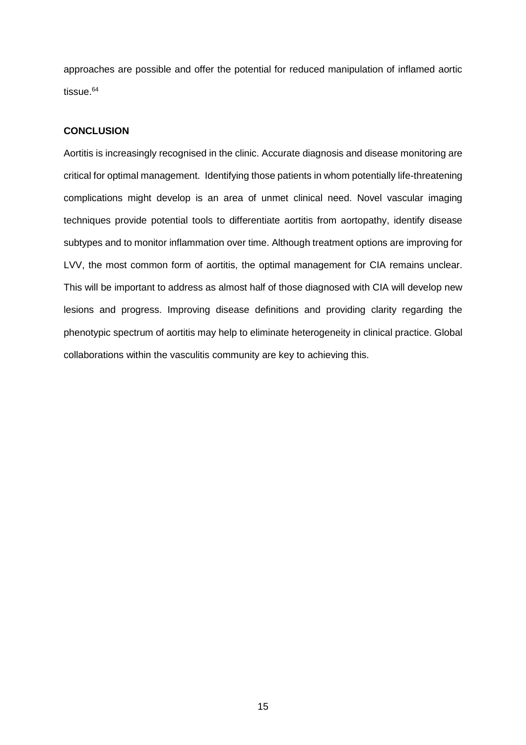approaches are possible and offer the potential for reduced manipulation of inflamed aortic tissue.[64]

## CONCLUSION

Aortitis is increasingly recognised in the clinic. Accurate diagnosis and disease monitoring are critical for optimal management. Identifying those patients in whom potentially life-threatening complications might develop is an area of unmet clinical need. Novel vascular imaging techniques provide potential tools to differentiate aortitis from aortopathy, identify disease subtypes and to monitor inflammation over time. Although treatment options are improving for LVV, the most common form of aortitis, the optimal management for CIA remains unclear. This will be important to address as almost half of those diagnosed with CIA will develop new lesions and progress. Improving disease definitions and providing clarity regarding the phenotypic spectrum of aortitis may help to eliminate heterogeneity in clinical practice. Global collaborations within the vasculitis community are key to achieving this.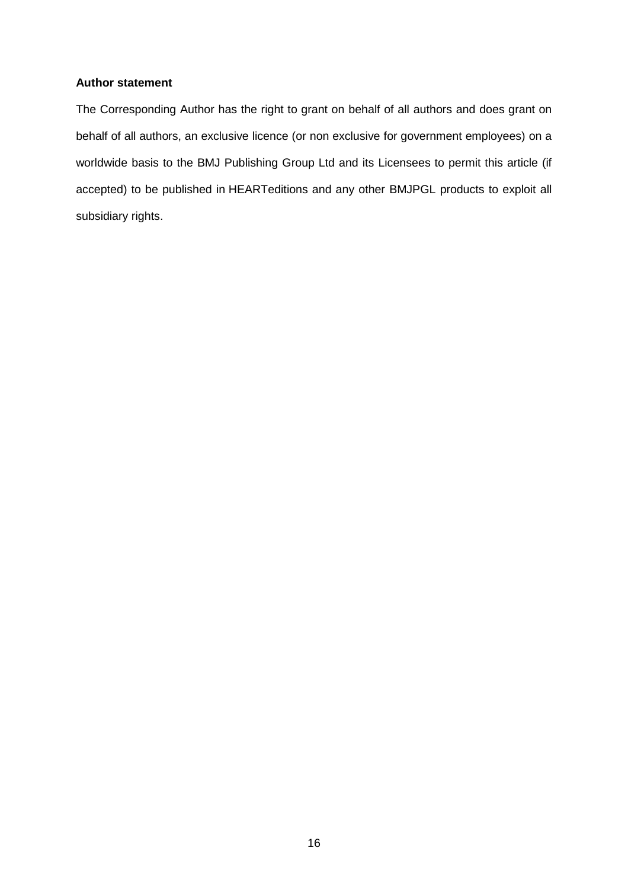**Author statement**

The Corresponding Author has the right to grant on behalf of all authors and does grant on behalf of all authors, an exclusive licence (or non exclusive for government employees) on a worldwide basis to the BMJ Publishing Group Ltd and its Licensees to permit this article (if accepted) to be published in HEARTeditions and any other BMJPGL products to exploit all subsidiary rights.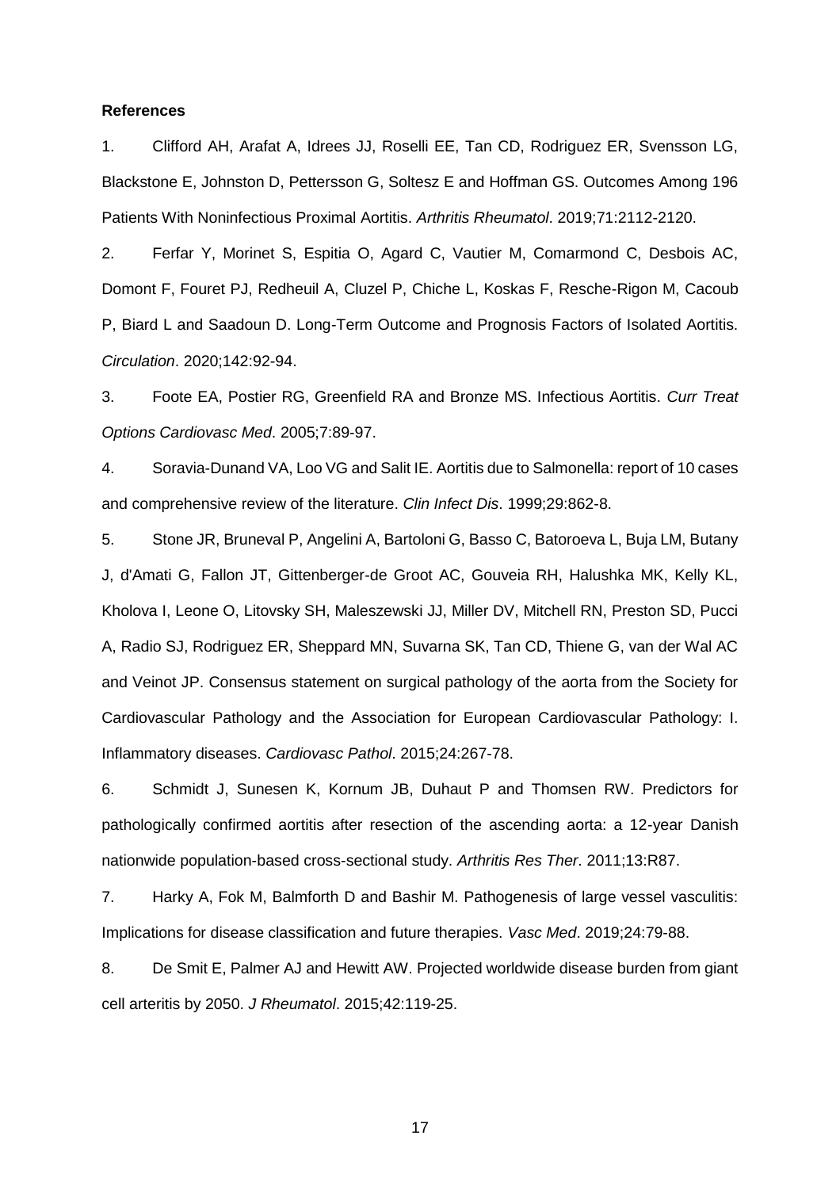**References**

1. Clifford AH, Arafat A, Idrees JJ, Roselli EE, Tan CD, Rodriguez ER, Svensson LG, Blackstone E, Johnston D, Pettersson G, Soltesz E and Hoffman GS. Outcomes Among 196 Patients With Noninfectious Proximal Aortitis. *Arthritis Rheumatol*. 2019;71:2112-2120.

2. Ferfar Y, Morinet S, Espitia O, Agard C, Vautier M, Comarmond C, Desbois AC, Domont F, Fouret PJ, Redheuil A, Cluzel P, Chiche L, Koskas F, Resche-Rigon M, Cacoub P, Biard L and Saadoun D. Long-Term Outcome and Prognosis Factors of Isolated Aortitis. *Circulation*. 2020;142:92-94.

3. Foote EA, Postier RG, Greenfield RA and Bronze MS. Infectious Aortitis. *Curr Treat Options Cardiovasc Med*. 2005;7:89-97.

4. Soravia-Dunand VA, Loo VG and Salit IE. Aortitis due to Salmonella: report of 10 cases and comprehensive review of the literature. *Clin Infect Dis*. 1999;29:862-8.

5. Stone JR, Bruneval P, Angelini A, Bartoloni G, Basso C, Batoroeva L, Buja LM, Butany J, d'Amati G, Fallon JT, Gittenberger-de Groot AC, Gouveia RH, Halushka MK, Kelly KL, Kholova I, Leone O, Litovsky SH, Maleszewski JJ, Miller DV, Mitchell RN, Preston SD, Pucci A, Radio SJ, Rodriguez ER, Sheppard MN, Suvarna SK, Tan CD, Thiene G, van der Wal AC and Veinot JP. Consensus statement on surgical pathology of the aorta from the Society for Cardiovascular Pathology and the Association for European Cardiovascular Pathology: I. Inflammatory diseases. *Cardiovasc Pathol*. 2015;24:267-78.

6. Schmidt J, Sunesen K, Kornum JB, Duhaut P and Thomsen RW. Predictors for pathologically confirmed aortitis after resection of the ascending aorta: a 12-year Danish nationwide population-based cross-sectional study. *Arthritis Res Ther*. 2011;13:R87.

7. Harky A, Fok M, Balmforth D and Bashir M. Pathogenesis of large vessel vasculitis: Implications for disease classification and future therapies. *Vasc Med*. 2019;24:79-88.

8. De Smit E, Palmer AJ and Hewitt AW. Projected worldwide disease burden from giant cell arteritis by 2050. *J Rheumatol*. 2015;42:119-25.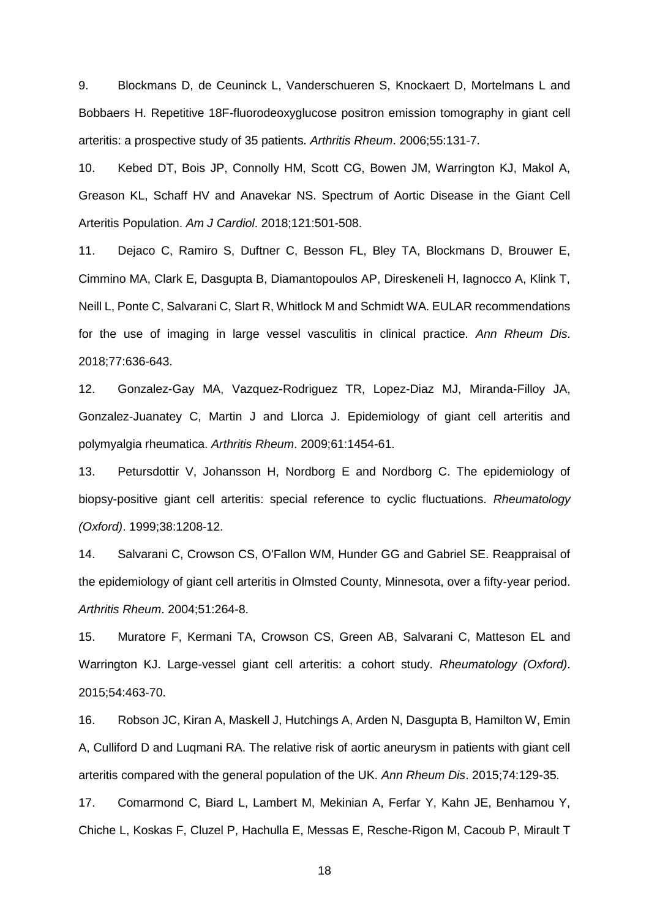9. Blockmans D, de Ceuninck L, Vanderschueren S, Knockaert D, Mortelmans L and Bobbaers H. Repetitive 18F-fluorodeoxyglucose positron emission tomography in giant cell arteritis: a prospective study of 35 patients. *Arthritis Rheum*. 2006;55:131-7.

10. Kebed DT, Bois JP, Connolly HM, Scott CG, Bowen JM, Warrington KJ, Makol A, Greason KL, Schaff HV and Anavekar NS. Spectrum of Aortic Disease in the Giant Cell Arteritis Population. *Am J Cardiol*. 2018;121:501-508.

11. Dejaco C, Ramiro S, Duftner C, Besson FL, Bley TA, Blockmans D, Brouwer E, Cimmino MA, Clark E, Dasgupta B, Diamantopoulos AP, Direskeneli H, Iagnocco A, Klink T, Neill L, Ponte C, Salvarani C, Slart R, Whitlock M and Schmidt WA. EULAR recommendations for the use of imaging in large vessel vasculitis in clinical practice. *Ann Rheum Dis*. 2018;77:636-643.

12. Gonzalez-Gay MA, Vazquez-Rodriguez TR, Lopez-Diaz MJ, Miranda-Filloy JA, Gonzalez-Juanatey C, Martin J and Llorca J. Epidemiology of giant cell arteritis and polymyalgia rheumatica. *Arthritis Rheum*. 2009;61:1454-61.

13. Petursdottir V, Johansson H, Nordborg E and Nordborg C. The epidemiology of biopsy-positive giant cell arteritis: special reference to cyclic fluctuations. *Rheumatology (Oxford)*. 1999;38:1208-12.

14. Salvarani C, Crowson CS, O'Fallon WM, Hunder GG and Gabriel SE. Reappraisal of the epidemiology of giant cell arteritis in Olmsted County, Minnesota, over a fifty-year period. *Arthritis Rheum*. 2004;51:264-8.

15. Muratore F, Kermani TA, Crowson CS, Green AB, Salvarani C, Matteson EL and Warrington KJ. Large-vessel giant cell arteritis: a cohort study. *Rheumatology (Oxford)*. 2015;54:463-70.

16. Robson JC, Kiran A, Maskell J, Hutchings A, Arden N, Dasgupta B, Hamilton W, Emin A, Culliford D and Luqmani RA. The relative risk of aortic aneurysm in patients with giant cell arteritis compared with the general population of the UK. *Ann Rheum Dis*. 2015;74:129-35.

17. Comarmond C, Biard L, Lambert M, Mekinian A, Ferfar Y, Kahn JE, Benhamou Y, Chiche L, Koskas F, Cluzel P, Hachulla E, Messas E, Resche-Rigon M, Cacoub P, Mirault T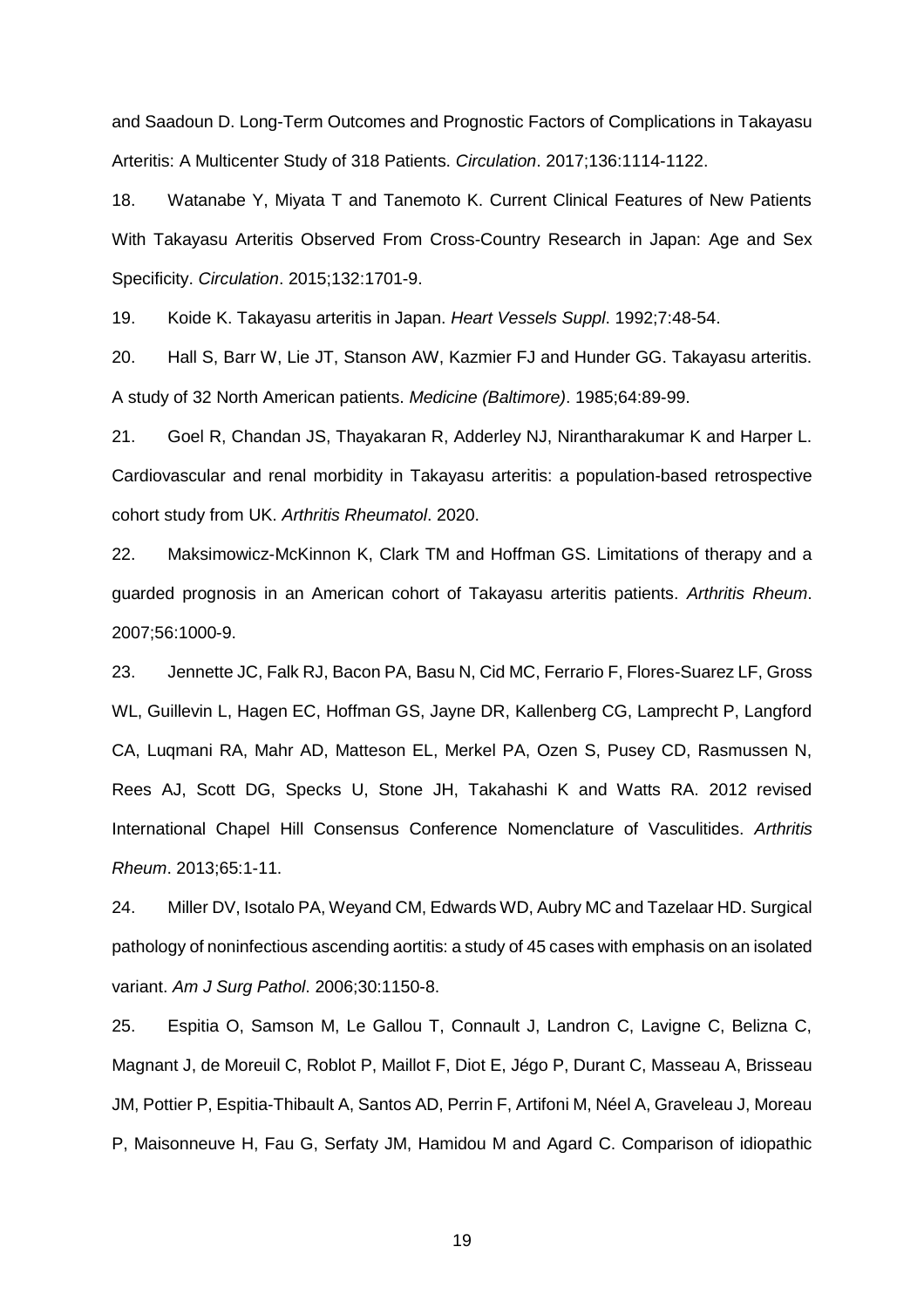and Saadoun D. Long-Term Outcomes and Prognostic Factors of Complications in Takayasu Arteritis: A Multicenter Study of 318 Patients. *Circulation*. 2017;136:1114-1122.

18. Watanabe Y, Miyata T and Tanemoto K. Current Clinical Features of New Patients With Takayasu Arteritis Observed From Cross-Country Research in Japan: Age and Sex Specificity. *Circulation*. 2015;132:1701-9.

19. Koide K. Takayasu arteritis in Japan. *Heart Vessels Suppl*. 1992;7:48-54.

20. Hall S, Barr W, Lie JT, Stanson AW, Kazmier FJ and Hunder GG. Takayasu arteritis. A study of 32 North American patients. *Medicine (Baltimore)*. 1985;64:89-99.

21. Goel R, Chandan JS, Thayakaran R, Adderley NJ, Nirantharakumar K and Harper L. Cardiovascular and renal morbidity in Takayasu arteritis: a population-based retrospective cohort study from UK. *Arthritis Rheumatol*. 2020.

22. Maksimowicz-McKinnon K, Clark TM and Hoffman GS. Limitations of therapy and a guarded prognosis in an American cohort of Takayasu arteritis patients. *Arthritis Rheum*. 2007;56:1000-9.

23. Jennette JC, Falk RJ, Bacon PA, Basu N, Cid MC, Ferrario F, Flores-Suarez LF, Gross WL, Guillevin L, Hagen EC, Hoffman GS, Jayne DR, Kallenberg CG, Lamprecht P, Langford CA, Luqmani RA, Mahr AD, Matteson EL, Merkel PA, Ozen S, Pusey CD, Rasmussen N, Rees AJ, Scott DG, Specks U, Stone JH, Takahashi K and Watts RA. 2012 revised International Chapel Hill Consensus Conference Nomenclature of Vasculitides. *Arthritis Rheum*. 2013;65:1-11.

24. Miller DV, Isotalo PA, Weyand CM, Edwards WD, Aubry MC and Tazelaar HD. Surgical pathology of noninfectious ascending aortitis: a study of 45 cases with emphasis on an isolated variant. *Am J Surg Pathol*. 2006;30:1150-8.

25. Espitia O, Samson M, Le Gallou T, Connault J, Landron C, Lavigne C, Belizna C, Magnant J, de Moreuil C, Roblot P, Maillot F, Diot E, Jégo P, Durant C, Masseau A, Brisseau JM, Pottier P, Espitia-Thibault A, Santos AD, Perrin F, Artifoni M, Néel A, Graveleau J, Moreau P, Maisonneuve H, Fau G, Serfaty JM, Hamidou M and Agard C. Comparison of idiopathic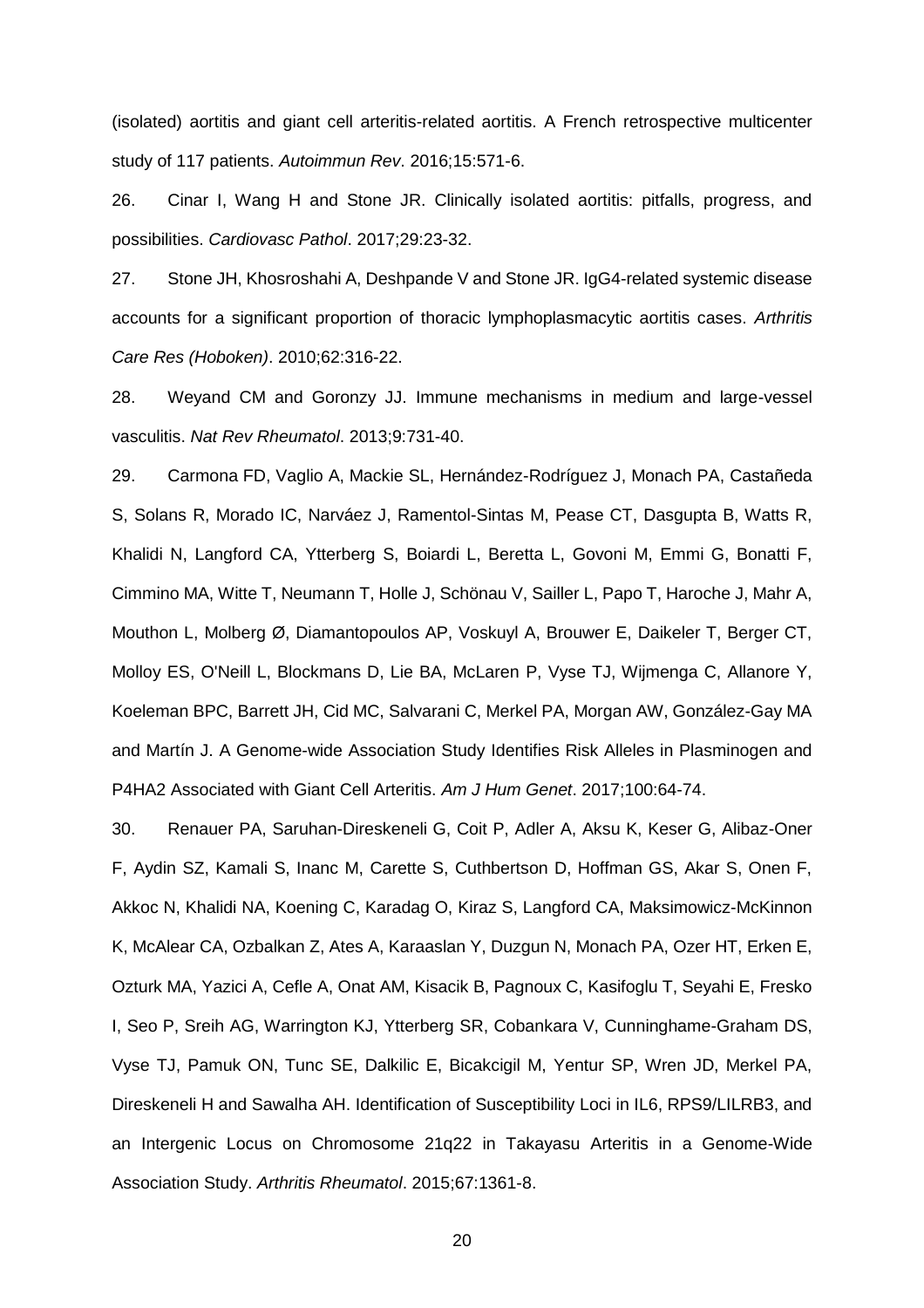(isolated) aortitis and giant cell arteritis-related aortitis. A French retrospective multicenter study of 117 patients. *Autoimmun Rev*. 2016;15:571-6.

26. Cinar I, Wang H and Stone JR. Clinically isolated aortitis: pitfalls, progress, and possibilities. *Cardiovasc Pathol*. 2017;29:23-32.

27. Stone JH, Khosroshahi A, Deshpande V and Stone JR. IgG4-related systemic disease accounts for a significant proportion of thoracic lymphoplasmacytic aortitis cases. *Arthritis Care Res (Hoboken)*. 2010;62:316-22.

28. Weyand CM and Goronzy JJ. Immune mechanisms in medium and large-vessel vasculitis. *Nat Rev Rheumatol*. 2013;9:731-40.

29. Carmona FD, Vaglio A, Mackie SL, Hernández-Rodríguez J, Monach PA, Castañeda S, Solans R, Morado IC, Narváez J, Ramentol-Sintas M, Pease CT, Dasgupta B, Watts R, Khalidi N, Langford CA, Ytterberg S, Boiardi L, Beretta L, Govoni M, Emmi G, Bonatti F, Cimmino MA, Witte T, Neumann T, Holle J, Schönau V, Sailler L, Papo T, Haroche J, Mahr A, Mouthon L, Molberg Ø, Diamantopoulos AP, Voskuyl A, Brouwer E, Daikeler T, Berger CT, Molloy ES, O'Neill L, Blockmans D, Lie BA, McLaren P, Vyse TJ, Wijmenga C, Allanore Y, Koeleman BPC, Barrett JH, Cid MC, Salvarani C, Merkel PA, Morgan AW, González-Gay MA and Martín J. A Genome-wide Association Study Identifies Risk Alleles in Plasminogen and P4HA2 Associated with Giant Cell Arteritis. *Am J Hum Genet*. 2017;100:64-74.

30. Renauer PA, Saruhan-Direskeneli G, Coit P, Adler A, Aksu K, Keser G, Alibaz-Oner F, Aydin SZ, Kamali S, Inanc M, Carette S, Cuthbertson D, Hoffman GS, Akar S, Onen F, Akkoc N, Khalidi NA, Koening C, Karadag O, Kiraz S, Langford CA, Maksimowicz-McKinnon K, McAlear CA, Ozbalkan Z, Ates A, Karaaslan Y, Duzgun N, Monach PA, Ozer HT, Erken E, Ozturk MA, Yazici A, Cefle A, Onat AM, Kisacik B, Pagnoux C, Kasifoglu T, Seyahi E, Fresko I, Seo P, Sreih AG, Warrington KJ, Ytterberg SR, Cobankara V, Cunninghame-Graham DS, Vyse TJ, Pamuk ON, Tunc SE, Dalkilic E, Bicakcigil M, Yentur SP, Wren JD, Merkel PA, Direskeneli H and Sawalha AH. Identification of Susceptibility Loci in IL6, RPS9/LILRB3, and an Intergenic Locus on Chromosome 21q22 in Takayasu Arteritis in a Genome-Wide Association Study. *Arthritis Rheumatol*. 2015;67:1361-8.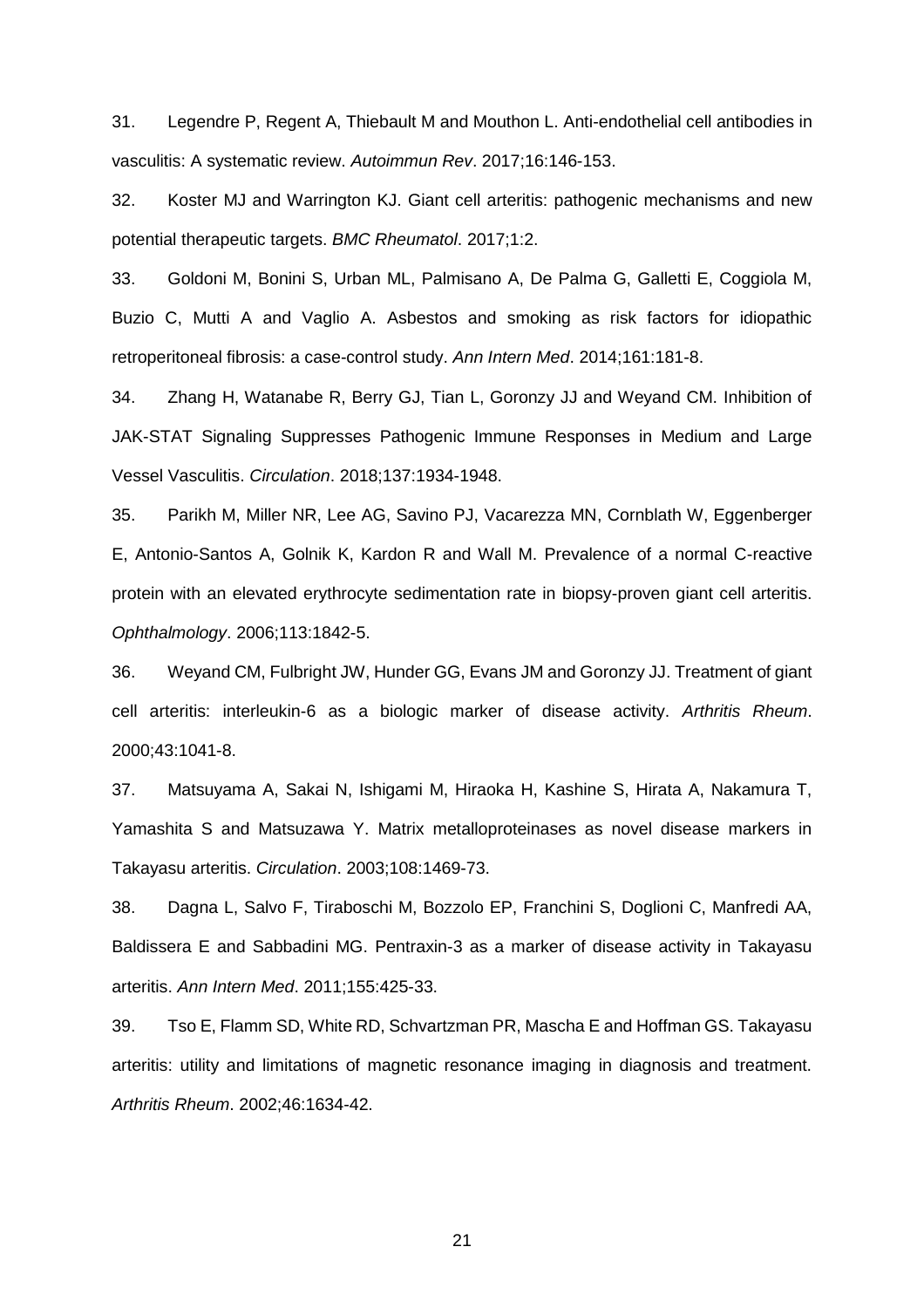31. Legendre P, Regent A, Thiebault M and Mouthon L. Anti-endothelial cell antibodies in vasculitis: A systematic review. *Autoimmun Rev*. 2017;16:146-153.

32. Koster MJ and Warrington KJ. Giant cell arteritis: pathogenic mechanisms and new potential therapeutic targets. *BMC Rheumatol*. 2017;1:2.

33. Goldoni M, Bonini S, Urban ML, Palmisano A, De Palma G, Galletti E, Coggiola M, Buzio C, Mutti A and Vaglio A. Asbestos and smoking as risk factors for idiopathic retroperitoneal fibrosis: a case-control study. *Ann Intern Med*. 2014;161:181-8.

34. Zhang H, Watanabe R, Berry GJ, Tian L, Goronzy JJ and Weyand CM. Inhibition of JAK-STAT Signaling Suppresses Pathogenic Immune Responses in Medium and Large Vessel Vasculitis. *Circulation*. 2018;137:1934-1948.

35. Parikh M, Miller NR, Lee AG, Savino PJ, Vacarezza MN, Cornblath W, Eggenberger E, Antonio-Santos A, Golnik K, Kardon R and Wall M. Prevalence of a normal C-reactive protein with an elevated erythrocyte sedimentation rate in biopsy-proven giant cell arteritis. *Ophthalmology*. 2006;113:1842-5.

36. Weyand CM, Fulbright JW, Hunder GG, Evans JM and Goronzy JJ. Treatment of giant cell arteritis: interleukin-6 as a biologic marker of disease activity. *Arthritis Rheum*. 2000;43:1041-8.

37. Matsuyama A, Sakai N, Ishigami M, Hiraoka H, Kashine S, Hirata A, Nakamura T, Yamashita S and Matsuzawa Y. Matrix metalloproteinases as novel disease markers in Takayasu arteritis. *Circulation*. 2003;108:1469-73.

38. Dagna L, Salvo F, Tiraboschi M, Bozzolo EP, Franchini S, Doglioni C, Manfredi AA, Baldissera E and Sabbadini MG. Pentraxin-3 as a marker of disease activity in Takayasu arteritis. *Ann Intern Med*. 2011;155:425-33.

39. Tso E, Flamm SD, White RD, Schvartzman PR, Mascha E and Hoffman GS. Takayasu arteritis: utility and limitations of magnetic resonance imaging in diagnosis and treatment. *Arthritis Rheum*. 2002;46:1634-42.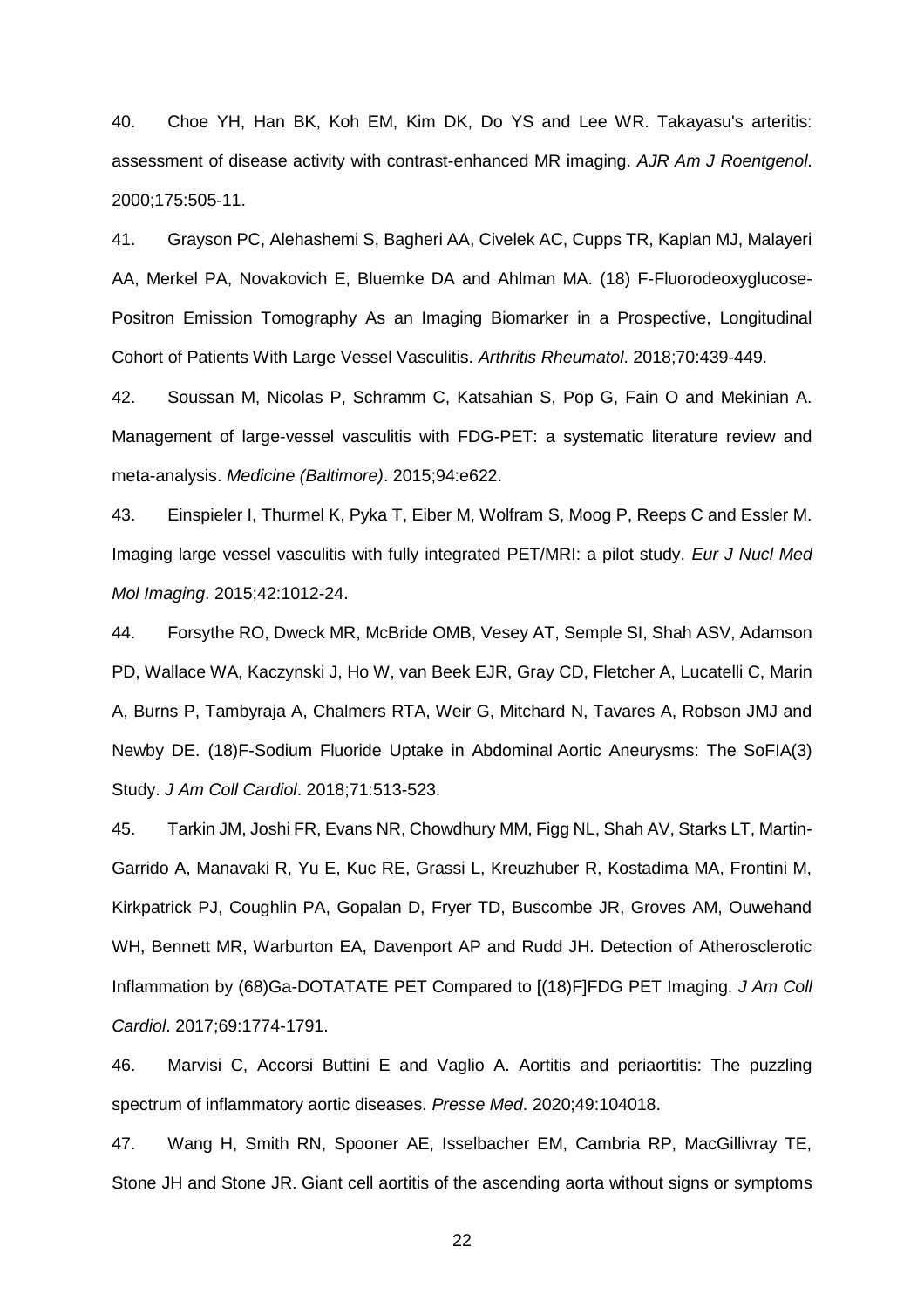40. Choe YH, Han BK, Koh EM, Kim DK, Do YS and Lee WR. Takayasu's arteritis: assessment of disease activity with contrast-enhanced MR imaging. *AJR Am J Roentgenol*. 2000;175:505-11.

41. Grayson PC, Alehashemi S, Bagheri AA, Civelek AC, Cupps TR, Kaplan MJ, Malayeri AA, Merkel PA, Novakovich E, Bluemke DA and Ahlman MA. (18) F-Fluorodeoxyglucose-Positron Emission Tomography As an Imaging Biomarker in a Prospective, Longitudinal Cohort of Patients With Large Vessel Vasculitis. *Arthritis Rheumatol*. 2018;70:439-449.

42. Soussan M, Nicolas P, Schramm C, Katsahian S, Pop G, Fain O and Mekinian A. Management of large-vessel vasculitis with FDG-PET: a systematic literature review and meta-analysis. *Medicine (Baltimore)*. 2015;94:e622.

43. Einspieler I, Thurmel K, Pyka T, Eiber M, Wolfram S, Moog P, Reeps C and Essler M. Imaging large vessel vasculitis with fully integrated PET/MRI: a pilot study. *Eur J Nucl Med Mol Imaging*. 2015;42:1012-24.

44. Forsythe RO, Dweck MR, McBride OMB, Vesey AT, Semple SI, Shah ASV, Adamson PD, Wallace WA, Kaczynski J, Ho W, van Beek EJR, Gray CD, Fletcher A, Lucatelli C, Marin A, Burns P, Tambyraja A, Chalmers RTA, Weir G, Mitchard N, Tavares A, Robson JMJ and Newby DE. (18)F-Sodium Fluoride Uptake in Abdominal Aortic Aneurysms: The SoFIA(3) Study. *J Am Coll Cardiol*. 2018;71:513-523.

45. Tarkin JM, Joshi FR, Evans NR, Chowdhury MM, Figg NL, Shah AV, Starks LT, Martin-Garrido A, Manavaki R, Yu E, Kuc RE, Grassi L, Kreuzhuber R, Kostadima MA, Frontini M, Kirkpatrick PJ, Coughlin PA, Gopalan D, Fryer TD, Buscombe JR, Groves AM, Ouwehand WH, Bennett MR, Warburton EA, Davenport AP and Rudd JH. Detection of Atherosclerotic Inflammation by (68)Ga-DOTATATE PET Compared to [(18)F]FDG PET Imaging. *J Am Coll Cardiol*. 2017;69:1774-1791.

46. Marvisi C, Accorsi Buttini E and Vaglio A. Aortitis and periaortitis: The puzzling spectrum of inflammatory aortic diseases. *Presse Med*. 2020;49:104018.

47. Wang H, Smith RN, Spooner AE, Isselbacher EM, Cambria RP, MacGillivray TE, Stone JH and Stone JR. Giant cell aortitis of the ascending aorta without signs or symptoms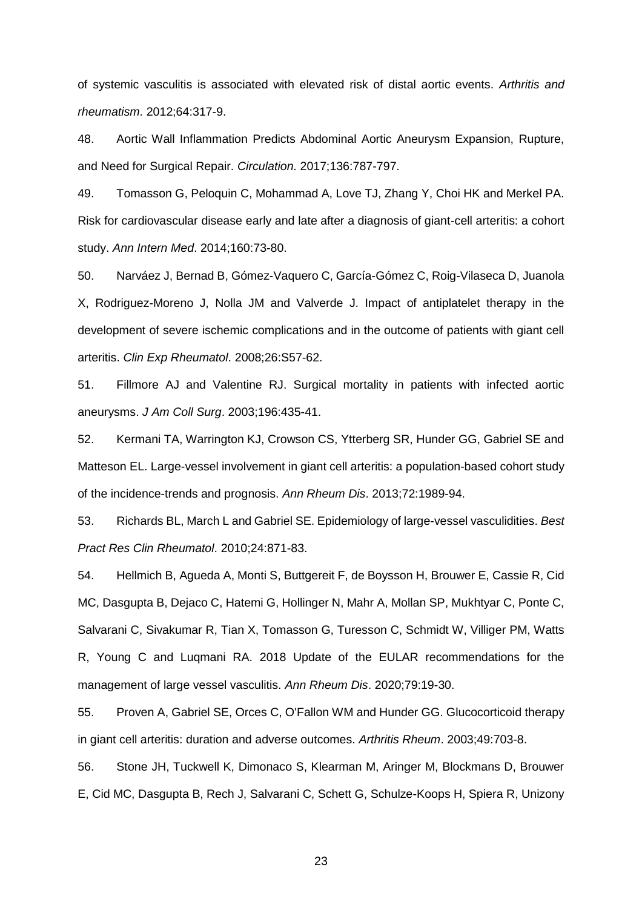of systemic vasculitis is associated with elevated risk of distal aortic events. *Arthritis and rheumatism*. 2012;64:317-9.

48. Aortic Wall Inflammation Predicts Abdominal Aortic Aneurysm Expansion, Rupture, and Need for Surgical Repair. *Circulation*. 2017;136:787-797.

49. Tomasson G, Peloquin C, Mohammad A, Love TJ, Zhang Y, Choi HK and Merkel PA. Risk for cardiovascular disease early and late after a diagnosis of giant-cell arteritis: a cohort study. *Ann Intern Med*. 2014;160:73-80.

50. Narváez J, Bernad B, Gómez-Vaquero C, García-Gómez C, Roig-Vilaseca D, Juanola X, Rodriguez-Moreno J, Nolla JM and Valverde J. Impact of antiplatelet therapy in the development of severe ischemic complications and in the outcome of patients with giant cell arteritis. *Clin Exp Rheumatol*. 2008;26:S57-62.

51. Fillmore AJ and Valentine RJ. Surgical mortality in patients with infected aortic aneurysms. *J Am Coll Surg*. 2003;196:435-41.

52. Kermani TA, Warrington KJ, Crowson CS, Ytterberg SR, Hunder GG, Gabriel SE and Matteson EL. Large-vessel involvement in giant cell arteritis: a population-based cohort study of the incidence-trends and prognosis. *Ann Rheum Dis*. 2013;72:1989-94.

53. Richards BL, March L and Gabriel SE. Epidemiology of large-vessel vasculidities. *Best Pract Res Clin Rheumatol*. 2010;24:871-83.

54. Hellmich B, Agueda A, Monti S, Buttgereit F, de Boysson H, Brouwer E, Cassie R, Cid MC, Dasgupta B, Dejaco C, Hatemi G, Hollinger N, Mahr A, Mollan SP, Mukhtyar C, Ponte C, Salvarani C, Sivakumar R, Tian X, Tomasson G, Turesson C, Schmidt W, Villiger PM, Watts R, Young C and Luqmani RA. 2018 Update of the EULAR recommendations for the management of large vessel vasculitis. *Ann Rheum Dis*. 2020;79:19-30.

55. Proven A, Gabriel SE, Orces C, O'Fallon WM and Hunder GG. Glucocorticoid therapy in giant cell arteritis: duration and adverse outcomes. *Arthritis Rheum*. 2003;49:703-8.

56. Stone JH, Tuckwell K, Dimonaco S, Klearman M, Aringer M, Blockmans D, Brouwer E, Cid MC, Dasgupta B, Rech J, Salvarani C, Schett G, Schulze-Koops H, Spiera R, Unizony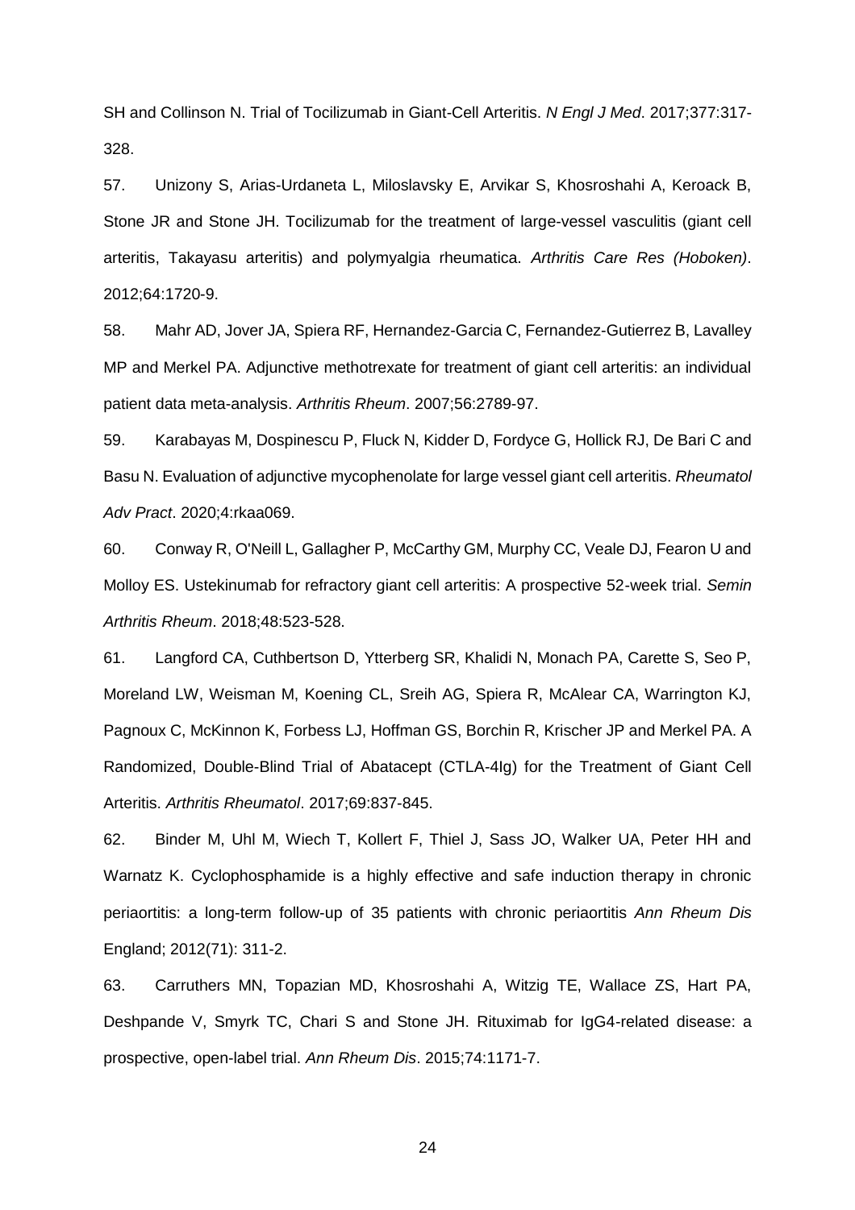SH and Collinson N. Trial of Tocilizumab in Giant-Cell Arteritis. *N Engl J Med*. 2017;377:317-328.

57. Unizony S, Arias-Urdaneta L, Miloslavsky E, Arvikar S, Khosroshahi A, Keroack B, Stone JR and Stone JH. Tocilizumab for the treatment of large-vessel vasculitis (giant cell arteritis, Takayasu arteritis) and polymyalgia rheumatica. *Arthritis Care Res (Hoboken)*. 2012;64:1720-9.

58. Mahr AD, Jover JA, Spiera RF, Hernandez-Garcia C, Fernandez-Gutierrez B, Lavalley MP and Merkel PA. Adjunctive methotrexate for treatment of giant cell arteritis: an individual patient data meta-analysis. *Arthritis Rheum*. 2007;56:2789-97.

59. Karabayas M, Dospinescu P, Fluck N, Kidder D, Fordyce G, Hollick RJ, De Bari C and Basu N. Evaluation of adjunctive mycophenolate for large vessel giant cell arteritis. *Rheumatol Adv Pract*. 2020;4:rkaa069.

60. Conway R, O'Neill L, Gallagher P, McCarthy GM, Murphy CC, Veale DJ, Fearon U and Molloy ES. Ustekinumab for refractory giant cell arteritis: A prospective 52-week trial. *Semin Arthritis Rheum*. 2018;48:523-528.

61. Langford CA, Cuthbertson D, Ytterberg SR, Khalidi N, Monach PA, Carette S, Seo P, Moreland LW, Weisman M, Koening CL, Sreih AG, Spiera R, McAlear CA, Warrington KJ, Pagnoux C, McKinnon K, Forbess LJ, Hoffman GS, Borchin R, Krischer JP and Merkel PA. A Randomized, Double-Blind Trial of Abatacept (CTLA-4Ig) for the Treatment of Giant Cell Arteritis. *Arthritis Rheumatol*. 2017;69:837-845.

62. Binder M, Uhl M, Wiech T, Kollert F, Thiel J, Sass JO, Walker UA, Peter HH and Warnatz K. Cyclophosphamide is a highly effective and safe induction therapy in chronic periaortitis: a long-term follow-up of 35 patients with chronic periaortitis *Ann Rheum Dis* England; 2012(71): 311-2.

63. Carruthers MN, Topazian MD, Khosroshahi A, Witzig TE, Wallace ZS, Hart PA, Deshpande V, Smyrk TC, Chari S and Stone JH. Rituximab for IgG4-related disease: a prospective, open-label trial. *Ann Rheum Dis*. 2015;74:1171-7.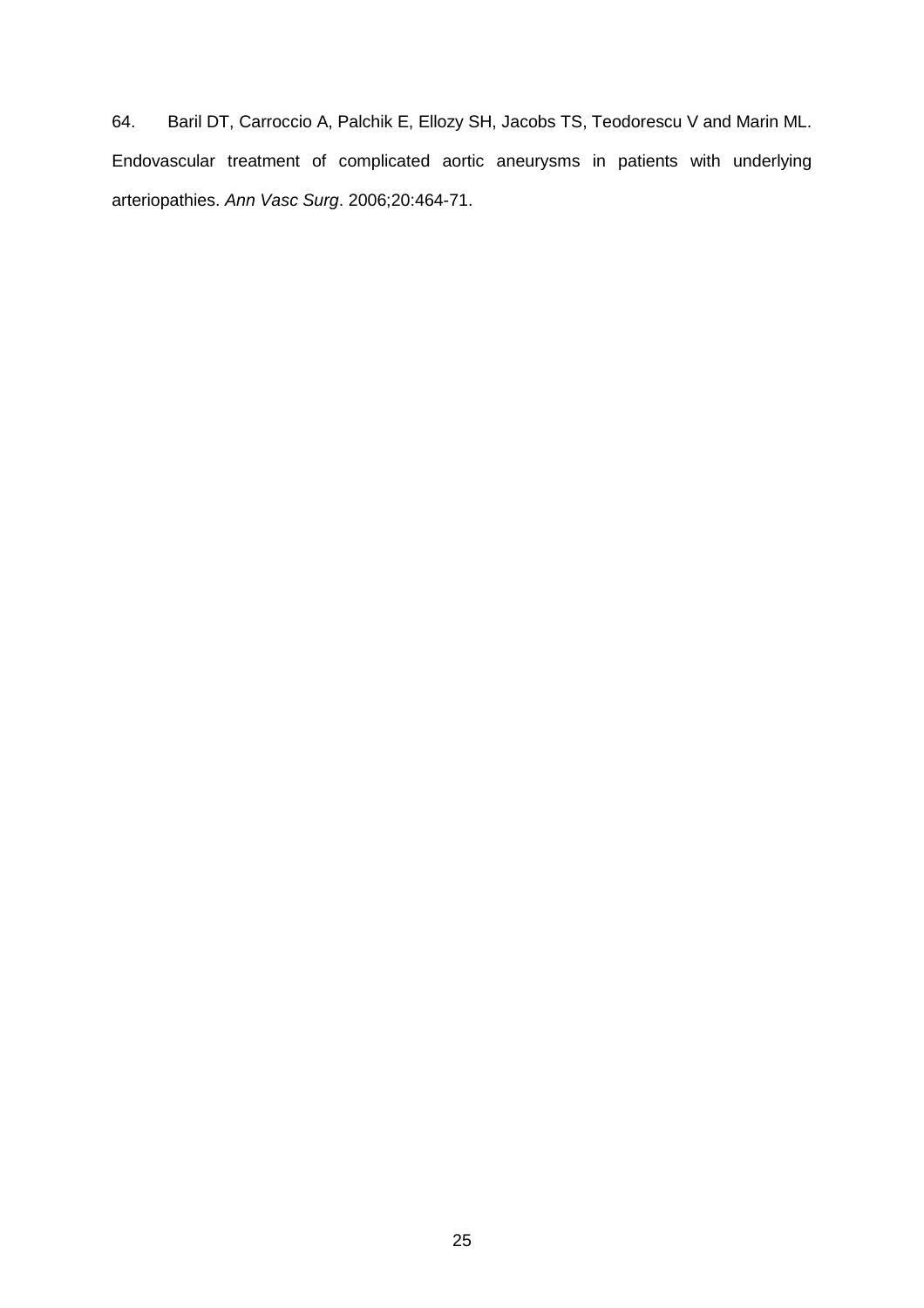64. Baril DT, Carroccio A, Palchik E, Ellozy SH, Jacobs TS, Teodorescu V and Marin ML. Endovascular treatment of complicated aortic aneurysms in patients with underlying arteriopathies. *Ann Vasc Surg*. 2006;20:464-71.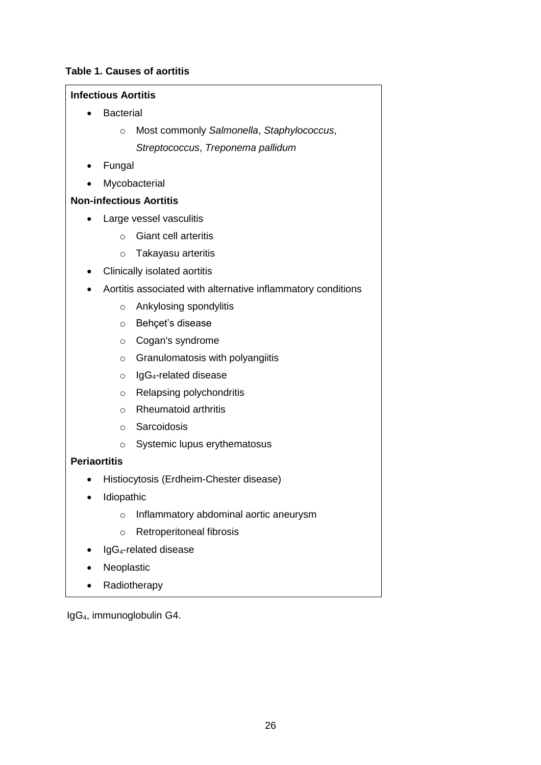**Table 1. Causes of aortitis**

**Infectious Aortitis**

- Bacterial
    - Most commonly *Salmonella*, *Staphylococcus*, *Streptococcus*, *Treponema pallidum*
- Fungal
- Mycobacterial

**Non-infectious Aortitis**

- Large vessel vasculitis
    - Giant cell arteritis
    - Takayasu arteritis
- Clinically isolated aortitis
- Aortitis associated with alternative inflammatory conditions
    - Ankylosing spondylitis
    - Behçet's disease
    - Cogan's syndrome
    - Granulomatosis with polyangiitis
    - $IgG_4$-related disease
    - Relapsing polychondritis
    - Rheumatoid arthritis
    - Sarcoidosis
    - Systemic lupus erythematosus

**Periaortitis**

- Histiocytosis (Erdheim-Chester disease)
- Idiopathic
    - Inflammatory abdominal aortic aneurysm
    - Retroperitoneal fibrosis
- $IgG_4$-related disease
- Neoplastic
- Radiotherapy

$IgG_4$, immunoglobulin G4.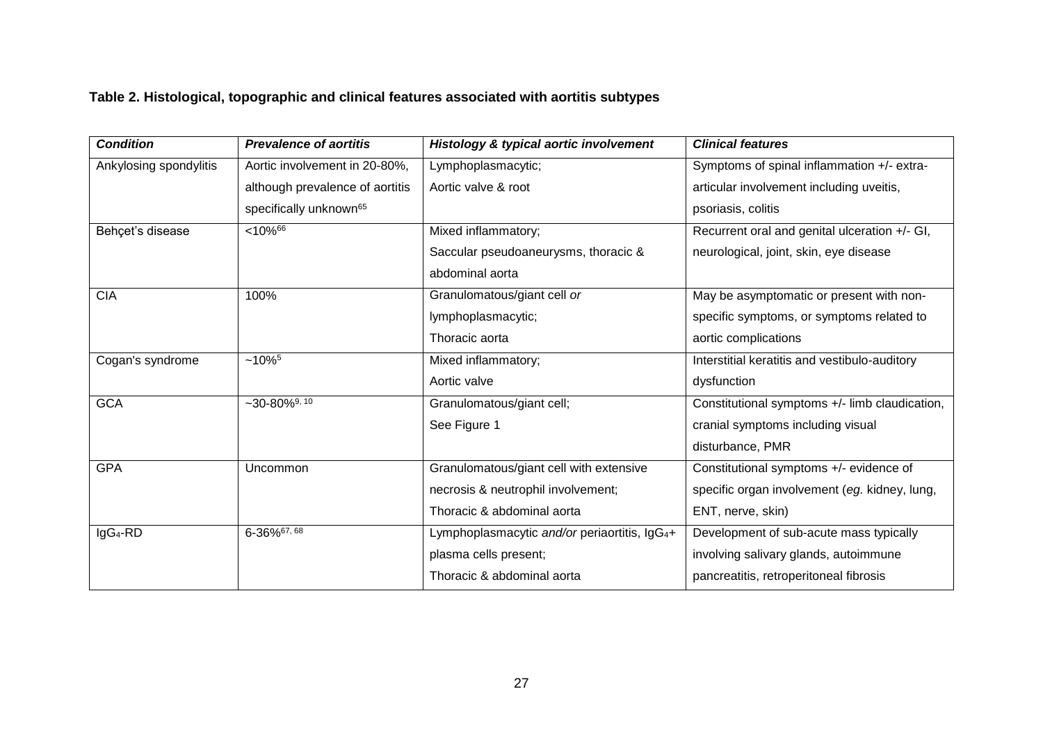**Table 2. Histological, topographic and clinical features associated with aortitis subtypes**

| ***Condition*** | ***Prevalence of aortitis*** | ***Histology & typical aortic involvement*** | ***Clinical features*** |
|---|---|---|---|
| Ankylosing spondylitis | Aortic involvement in 20-80%, although prevalence of aortitis specifically unknown[65] | Lymphoplasmacytic; Aortic valve & root | Symptoms of spinal inflammation +/- extra-articular involvement including uveitis, psoriasis, colitis |
| Behçet's disease | <10%[66] | Mixed inflammatory; Saccular pseudoaneurysms, thoracic & abdominal aorta | Recurrent oral and genital ulceration +/- GI, neurological, joint, skin, eye disease |
| CIA | 100% | Granulomatous/giant cell *or* lymphoplasmacytic; Thoracic aorta | May be asymptomatic or present with non-specific symptoms, or symptoms related to aortic complications |
| Cogan's syndrome | ~10%[5] | Mixed inflammatory; Aortic valve | Interstitial keratitis and vestibulo-auditory dysfunction |
| GCA | ~30-80%[9, 10] | Granulomatous/giant cell; See Figure 1 | Constitutional symptoms +/- limb claudication, cranial symptoms including visual disturbance, PMR |
| GPA | Uncommon | Granulomatous/giant cell with extensive necrosis & neutrophil involvement; Thoracic & abdominal aorta | Constitutional symptoms +/- evidence of specific organ involvement (*eg.* kidney, lung, ENT, nerve, skin) |
| $IgG_4$-RD | 6-36%[67, 68] | Lymphoplasmacytic *and/or* periaortitis, $IgG_4$+ plasma cells present; Thoracic & abdominal aorta | Development of sub-acute mass typically involving salivary glands, autoimmune pancreatitis, retroperitoneal fibrosis |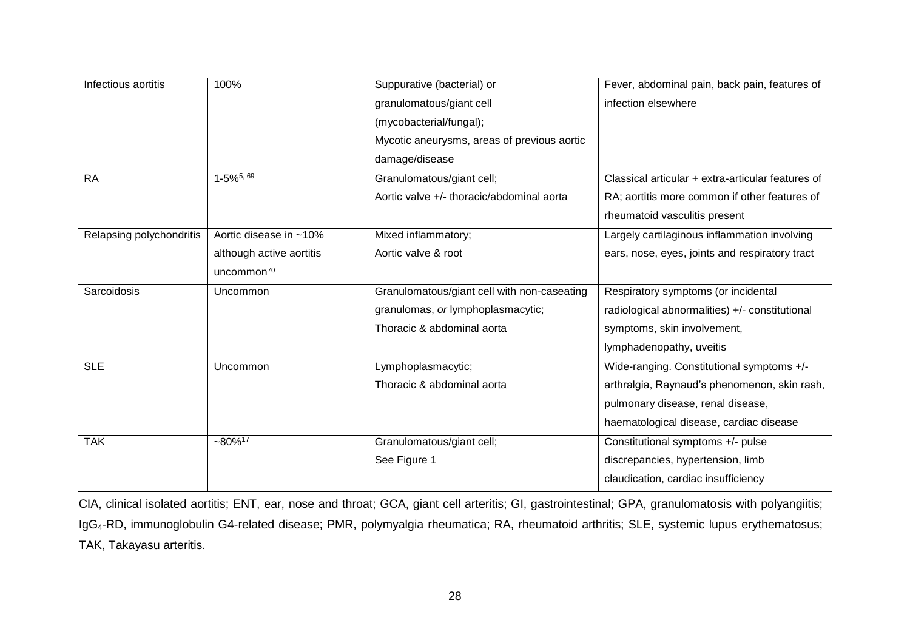| Infectious aortitis | 100% | Suppurative (bacterial) or granulomatous/giant cell (mycobacterial/fungal); Mycotic aneurysms, areas of previous aortic damage/disease | Fever, abdominal pain, back pain, features of infection elsewhere |
|---|---|---|---|
| RA | 1-5%[5, 69] | Granulomatous/giant cell; Aortic valve +/- thoracic/abdominal aorta | Classical articular + extra-articular features of RA; aortitis more common if other features of rheumatoid vasculitis present |
| Relapsing polychondritis | Aortic disease in ~10% although active aortitis uncommon[70] | Mixed inflammatory; Aortic valve & root | Largely cartilaginous inflammation involving ears, nose, eyes, joints and respiratory tract |
| Sarcoidosis | Uncommon | Granulomatous/giant cell with non-caseating granulomas, *or* lymphoplasmacytic; Thoracic & abdominal aorta | Respiratory symptoms (or incidental radiological abnormalities) +/- constitutional symptoms, skin involvement, lymphadenopathy, uveitis |
| SLE | Uncommon | Lymphoplasmacytic; Thoracic & abdominal aorta | Wide-ranging. Constitutional symptoms +/- arthralgia, Raynaud's phenomenon, skin rash, pulmonary disease, renal disease, haematological disease, cardiac disease |
| TAK | ~80%[17] | Granulomatous/giant cell; See Figure 1 | Constitutional symptoms +/- pulse discrepancies, hypertension, limb claudication, cardiac insufficiency |

CIA, clinical isolated aortitis; ENT, ear, nose and throat; GCA, giant cell arteritis; GI, gastrointestinal; GPA, granulomatosis with polyangiitis; $IgG_4$-RD, immunoglobulin G4-related disease; PMR, polymyalgia rheumatica; RA, rheumatoid arthritis; SLE, systemic lupus erythematosus; TAK, Takayasu arteritis.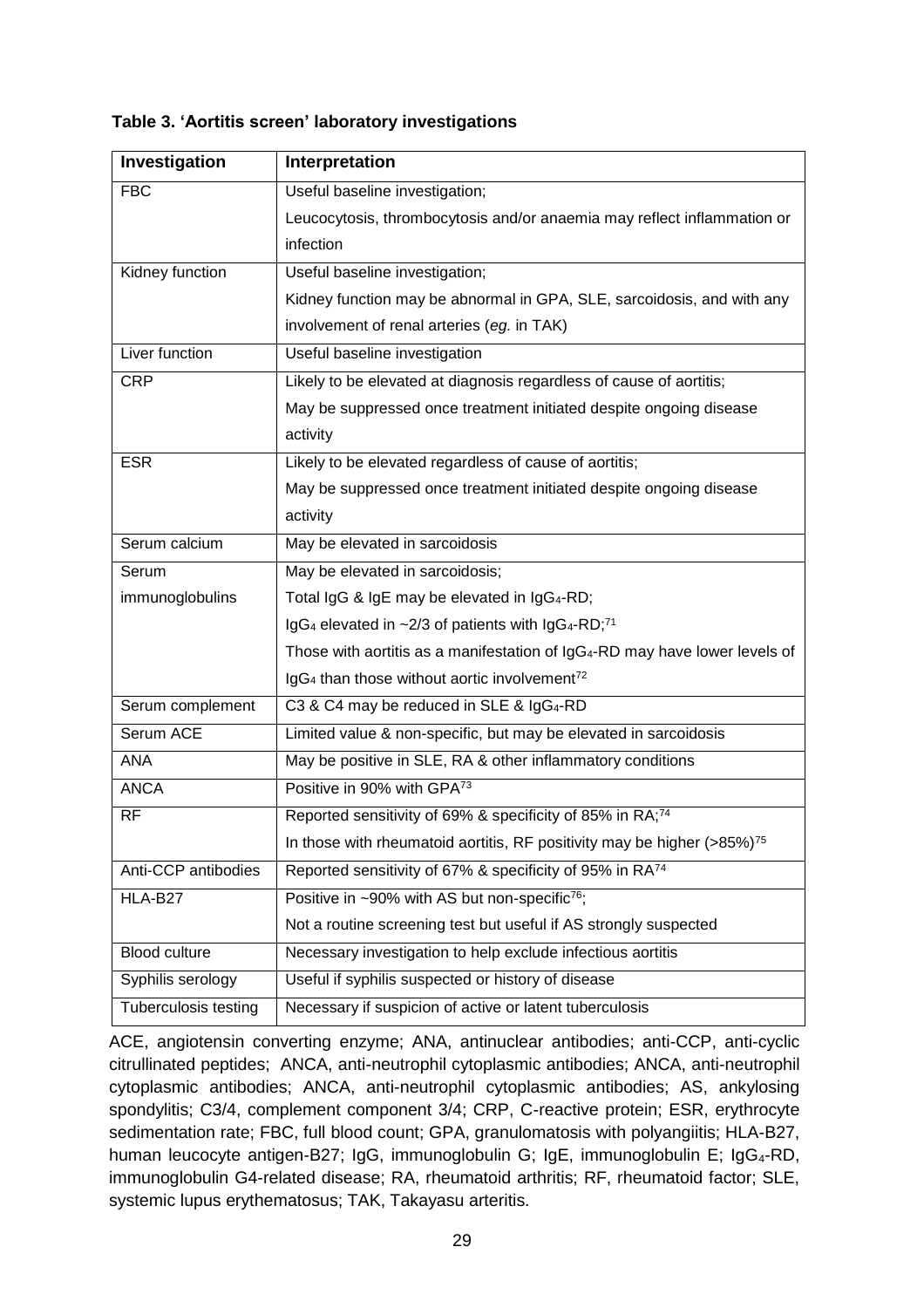**Table 3. 'Aortitis screen' laboratory investigations**

| Investigation | Interpretation |
| --- | --- |
| FBC | Useful baseline investigation;<br>Leucocytosis, thrombocytosis and/or anaemia may reflect inflammation or infection |
| Kidney function | Useful baseline investigation;<br>Kidney function may be abnormal in GPA, SLE, sarcoidosis, and with any involvement of renal arteries (*eg.* in TAK) |
| Liver function | Useful baseline investigation |
| CRP | Likely to be elevated at diagnosis regardless of cause of aortitis;<br>May be suppressed once treatment initiated despite ongoing disease activity |
| ESR | Likely to be elevated regardless of cause of aortitis;<br>May be suppressed once treatment initiated despite ongoing disease activity |
| Serum calcium | May be elevated in sarcoidosis |
| Serum immunoglobulins | May be elevated in sarcoidosis;<br>Total IgG & IgE may be elevated in $IgG_4$-RD;<br>$IgG_4$ elevated in ~2/3 of patients with $IgG_4$-RD;[71]<br>Those with aortitis as a manifestation of $IgG_4$-RD may have lower levels of $IgG_4$ than those without aortic involvement[72] |
| Serum complement | C3 & C4 may be reduced in SLE & $IgG_4$-RD |
| Serum ACE | Limited value & non-specific, but may be elevated in sarcoidosis |
| ANA | May be positive in SLE, RA & other inflammatory conditions |
| ANCA | Positive in 90% with GPA[73] |
| RF | Reported sensitivity of 69% & specificity of 85% in RA;[74]<br>In those with rheumatoid aortitis, RF positivity may be higher (>85%)[75] |
| Anti-CCP antibodies | Reported sensitivity of 67% & specificity of 95% in RA[74] |
| HLA-B27 | Positive in ~90% with AS but non-specific[76];<br>Not a routine screening test but useful if AS strongly suspected |
| Blood culture | Necessary investigation to help exclude infectious aortitis |
| Syphilis serology | Useful if syphilis suspected or history of disease |
| Tuberculosis testing | Necessary if suspicion of active or latent tuberculosis |

ACE, angiotensin converting enzyme; ANA, antinuclear antibodies; anti-CCP, anti-cyclic citrullinated peptides; ANCA, anti-neutrophil cytoplasmic antibodies; ANCA, anti-neutrophil cytoplasmic antibodies; ANCA, anti-neutrophil cytoplasmic antibodies; AS, ankylosing spondylitis; C3/4, complement component 3/4; CRP, C-reactive protein; ESR, erythrocyte sedimentation rate; FBC, full blood count; GPA, granulomatosis with polyangiitis; HLA-B27, human leucocyte antigen-B27; IgG, immunoglobulin G; IgE, immunoglobulin E; $IgG_4$-RD, immunoglobulin G4-related disease; RA, rheumatoid arthritis; RF, rheumatoid factor; SLE, systemic lupus erythematosus; TAK, Takayasu arteritis.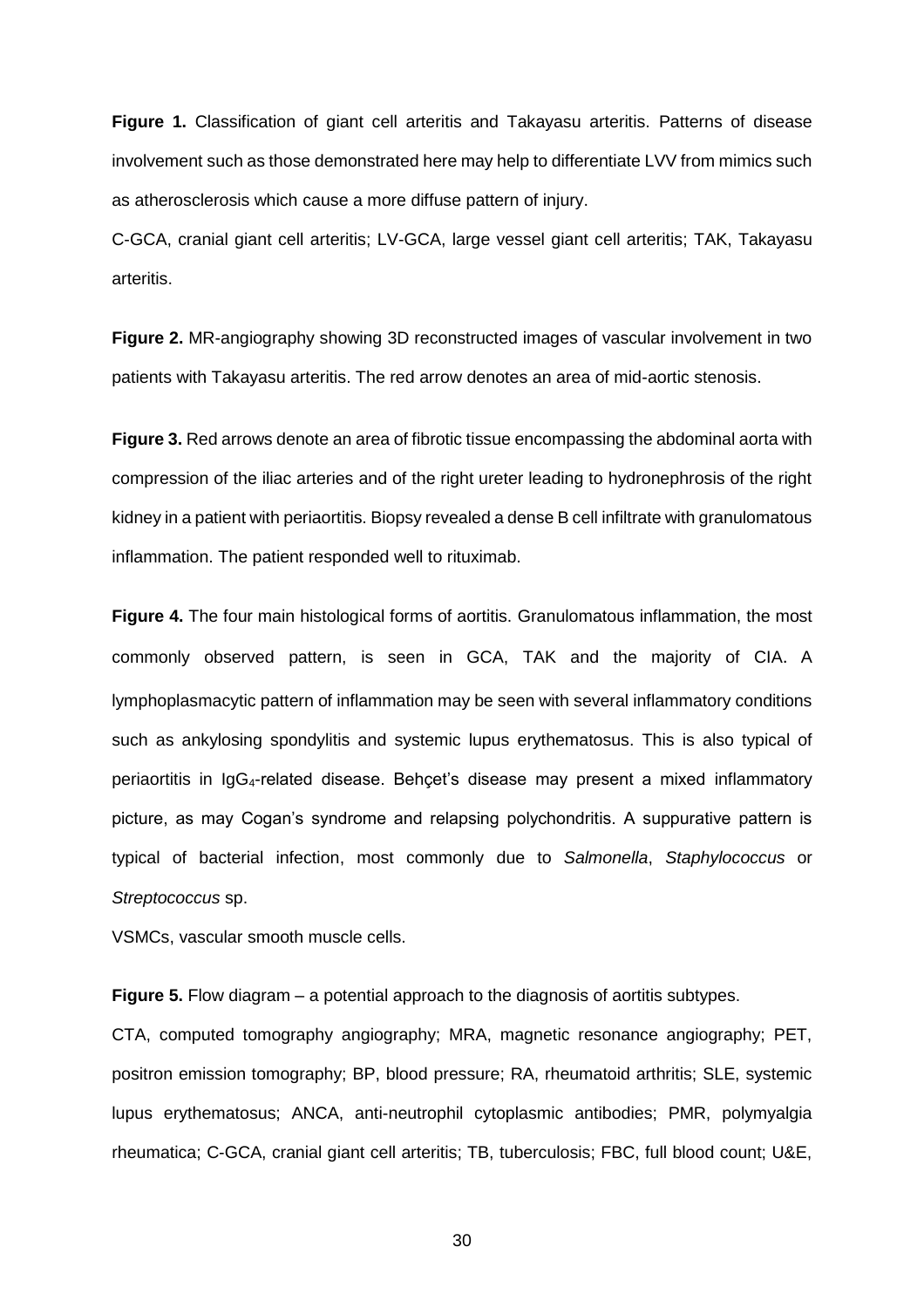**Figure 1.** Classification of giant cell arteritis and Takayasu arteritis. Patterns of disease involvement such as those demonstrated here may help to differentiate LVV from mimics such as atherosclerosis which cause a more diffuse pattern of injury.

C-GCA, cranial giant cell arteritis; LV-GCA, large vessel giant cell arteritis; TAK, Takayasu arteritis.

**Figure 2.** MR-angiography showing 3D reconstructed images of vascular involvement in two patients with Takayasu arteritis. The red arrow denotes an area of mid-aortic stenosis.

**Figure 3.** Red arrows denote an area of fibrotic tissue encompassing the abdominal aorta with compression of the iliac arteries and of the right ureter leading to hydronephrosis of the right kidney in a patient with periaortitis. Biopsy revealed a dense B cell infiltrate with granulomatous inflammation. The patient responded well to rituximab.

**Figure 4.** The four main histological forms of aortitis. Granulomatous inflammation, the most commonly observed pattern, is seen in GCA, TAK and the majority of CIA. A lymphoplasmacytic pattern of inflammation may be seen with several inflammatory conditions such as ankylosing spondylitis and systemic lupus erythematosus. This is also typical of periaortitis in $IgG_4$-related disease. Behçet's disease may present a mixed inflammatory picture, as may Cogan's syndrome and relapsing polychondritis. A suppurative pattern is typical of bacterial infection, most commonly due to *Salmonella*, *Staphylococcus* or *Streptococcus* sp.

VSMCs, vascular smooth muscle cells.

**Figure 5.** Flow diagram – a potential approach to the diagnosis of aortitis subtypes.

CTA, computed tomography angiography; MRA, magnetic resonance angiography; PET, positron emission tomography; BP, blood pressure; RA, rheumatoid arthritis; SLE, systemic lupus erythematosus; ANCA, anti-neutrophil cytoplasmic antibodies; PMR, polymyalgia rheumatica; C-GCA, cranial giant cell arteritis; TB, tuberculosis; FBC, full blood count; U&E,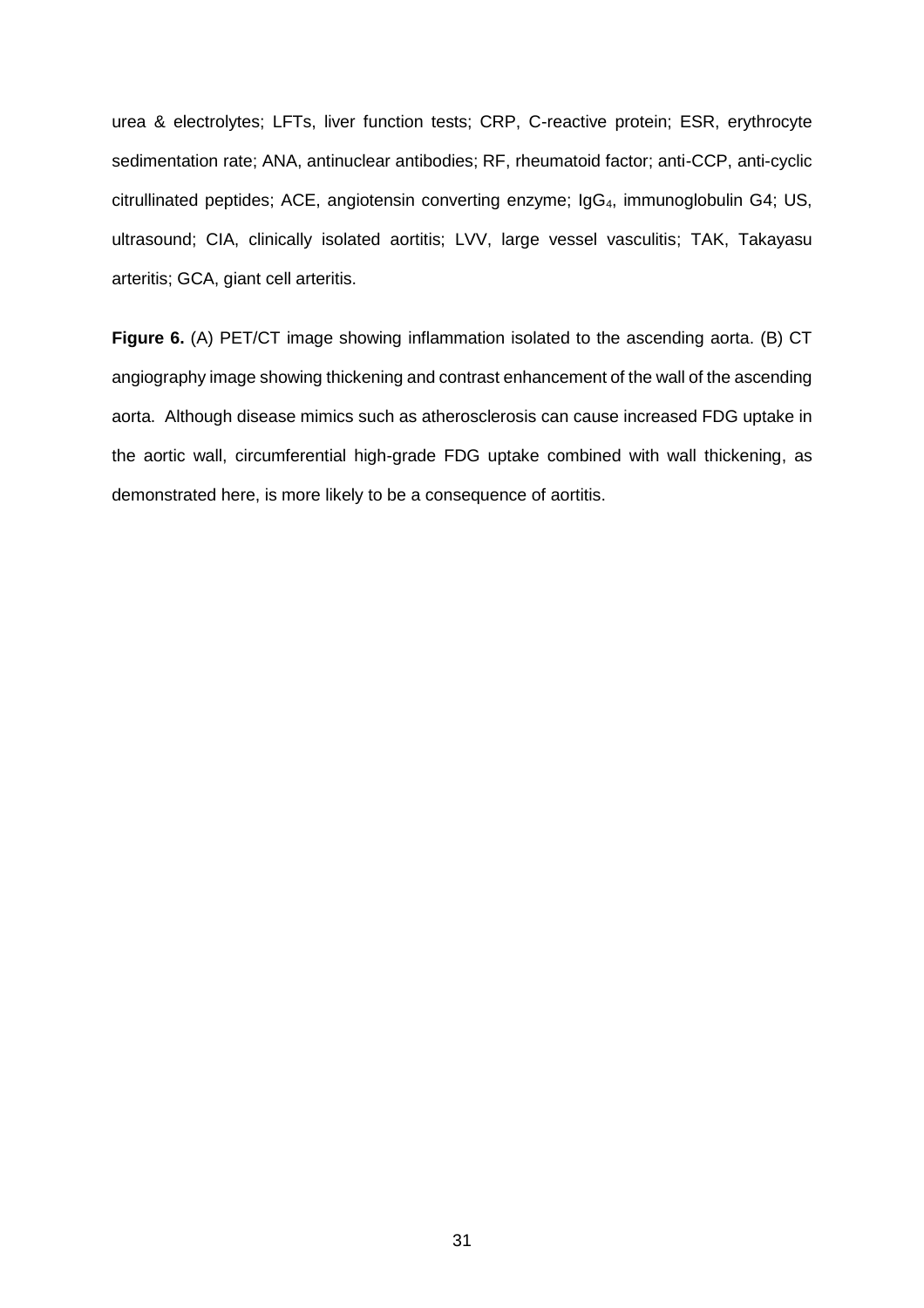urea & electrolytes; LFTs, liver function tests; CRP, C-reactive protein; ESR, erythrocyte sedimentation rate; ANA, antinuclear antibodies; RF, rheumatoid factor; anti-CCP, anti-cyclic citrullinated peptides; ACE, angiotensin converting enzyme; $IgG_4$, immunoglobulin G4; US, ultrasound; CIA, clinically isolated aortitis; LVV, large vessel vasculitis; TAK, Takayasu arteritis; GCA, giant cell arteritis.

**Figure 6.** (A) PET/CT image showing inflammation isolated to the ascending aorta. (B) CT angiography image showing thickening and contrast enhancement of the wall of the ascending aorta. Although disease mimics such as atherosclerosis can cause increased FDG uptake in the aortic wall, circumferential high-grade FDG uptake combined with wall thickening, as demonstrated here, is more likely to be a consequence of aortitis.